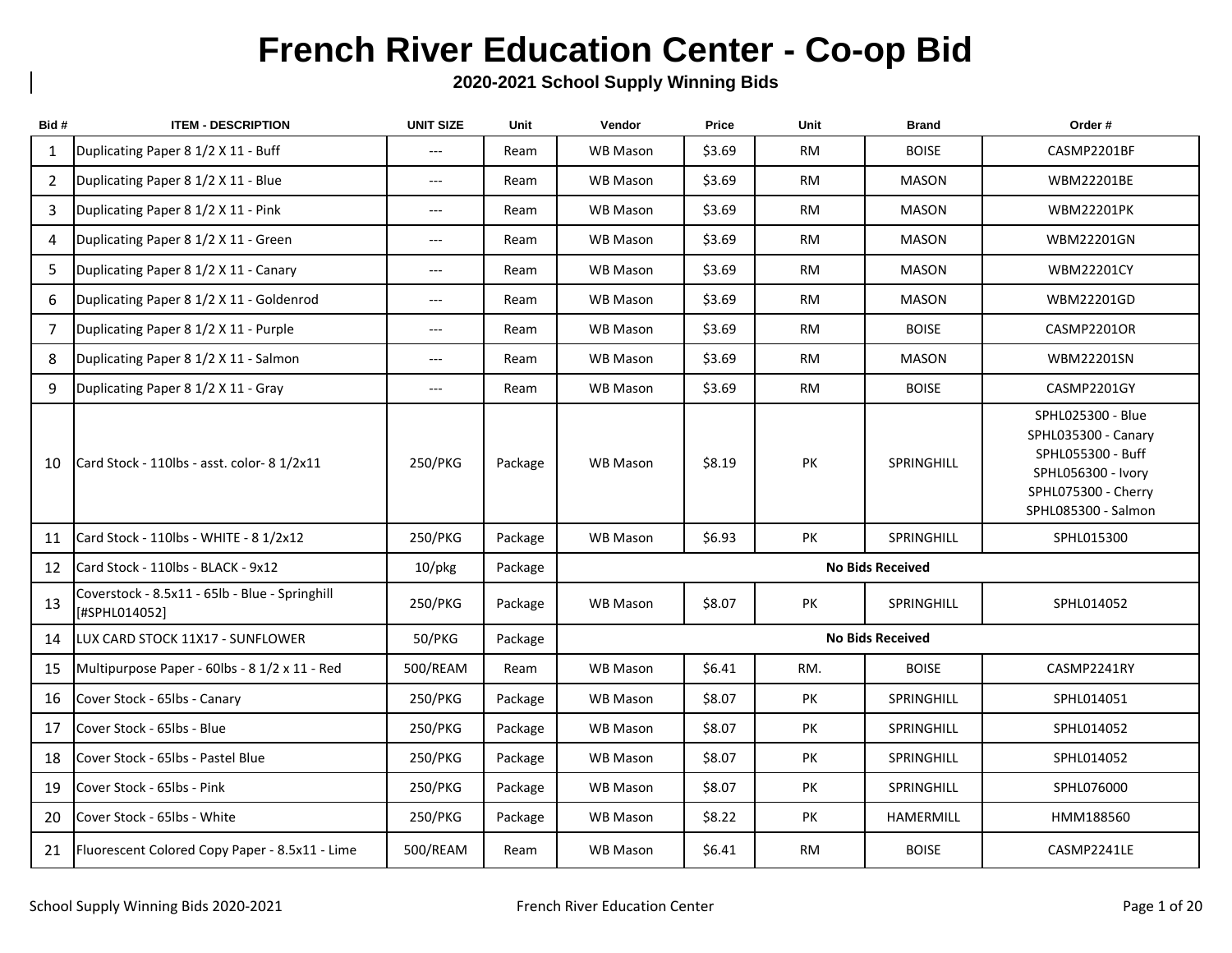# French River Education Center - Co-op Bid

## 2020-2021 School Supply Winning Bids

| Bid # | ITEM - DESCRIPTION | UNIT SIZE | Unit | Vendor | Price | Unit | Brand | Order # |
|---|---|---|---|---|---|---|---|---|
| 1 | Duplicating Paper 8 1/2 X 11 - Buff | --- | Ream | WB Mason | $3.69 | RM | BOISE | CASMP2201BF |
| 2 | Duplicating Paper 8 1/2 X 11 - Blue | --- | Ream | WB Mason | $3.69 | RM | MASON | WBM22201BE |
| 3 | Duplicating Paper 8 1/2 X 11 - Pink | --- | Ream | WB Mason | $3.69 | RM | MASON | WBM22201PK |
| 4 | Duplicating Paper 8 1/2 X 11 - Green | --- | Ream | WB Mason | $3.69 | RM | MASON | WBM22201GN |
| 5 | Duplicating Paper 8 1/2 X 11 - Canary | --- | Ream | WB Mason | $3.69 | RM | MASON | WBM22201CY |
| 6 | Duplicating Paper 8 1/2 X 11 - Goldenrod | --- | Ream | WB Mason | $3.69 | RM | MASON | WBM22201GD |
| 7 | Duplicating Paper 8 1/2 X 11 - Purple | --- | Ream | WB Mason | $3.69 | RM | BOISE | CASMP2201OR |
| 8 | Duplicating Paper 8 1/2 X 11 - Salmon | --- | Ream | WB Mason | $3.69 | RM | MASON | WBM22201SN |
| 9 | Duplicating Paper 8 1/2 X 11 - Gray | --- | Ream | WB Mason | $3.69 | RM | BOISE | CASMP2201GY |
| 10 | Card Stock - 110lbs - asst. color- 8 1/2x11 | 250/PKG | Package | WB Mason | $8.19 | PK | SPRINGHILL | SPHL025300 - Blue<br>SPHL035300 - Canary<br>SPHL055300 - Buff<br>SPHL056300 - Ivory<br>SPHL075300 - Cherry<br>SPHL085300 - Salmon |
| 11 | Card Stock - 110lbs - WHITE - 8 1/2x12 | 250/PKG | Package | WB Mason | $6.93 | PK | SPRINGHILL | SPHL015300 |
| 12 | Card Stock - 110lbs - BLACK - 9x12 | 10/pkg | Package | **No Bids Received** | | | | |
| 13 | Coverstock - 8.5x11 - 65lb - Blue - Springhill [#SPHL014052] | 250/PKG | Package | WB Mason | $8.07 | PK | SPRINGHILL | SPHL014052 |
| 14 | LUX CARD STOCK 11X17 - SUNFLOWER | 50/PKG | Package | **No Bids Received** | | | | |
| 15 | Multipurpose Paper - 60lbs - 8 1/2 x 11 - Red | 500/REAM | Ream | WB Mason | $6.41 | RM. | BOISE | CASMP2241RY |
| 16 | Cover Stock - 65lbs - Canary | 250/PKG | Package | WB Mason | $8.07 | PK | SPRINGHILL | SPHL014051 |
| 17 | Cover Stock - 65lbs - Blue | 250/PKG | Package | WB Mason | $8.07 | PK | SPRINGHILL | SPHL014052 |
| 18 | Cover Stock - 65lbs - Pastel Blue | 250/PKG | Package | WB Mason | $8.07 | PK | SPRINGHILL | SPHL014052 |
| 19 | Cover Stock - 65lbs - Pink | 250/PKG | Package | WB Mason | $8.07 | PK | SPRINGHILL | SPHL076000 |
| 20 | Cover Stock - 65lbs - White | 250/PKG | Package | WB Mason | $8.22 | PK | HAMERMILL | HMM188560 |
| 21 | Fluorescent Colored Copy Paper - 8.5x11 - Lime | 500/REAM | Ream | WB Mason | $6.41 | RM | BOISE | CASMP2241LE |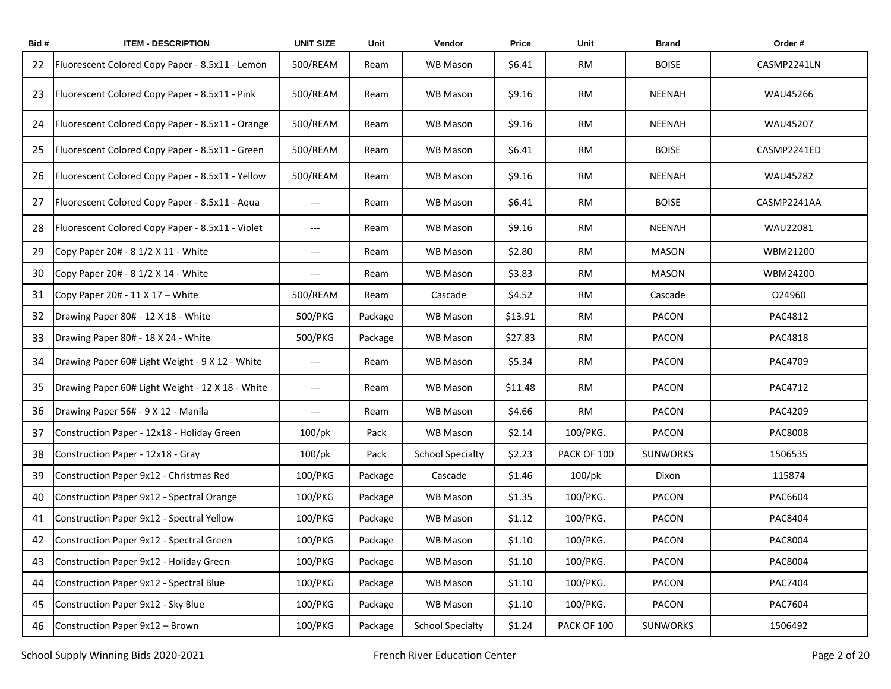| Bid # | ITEM - DESCRIPTION | UNIT SIZE | Unit | Vendor | Price | Unit | Brand | Order # |
|---|---|---|---|---|---|---|---|---|
| 22 | Fluorescent Colored Copy Paper - 8.5x11 - Lemon | 500/REAM | Ream | WB Mason | $6.41 | RM | BOISE | CASMP2241LN |
| 23 | Fluorescent Colored Copy Paper - 8.5x11 - Pink | 500/REAM | Ream | WB Mason | $9.16 | RM | NEENAH | WAU45266 |
| 24 | Fluorescent Colored Copy Paper - 8.5x11 - Orange | 500/REAM | Ream | WB Mason | $9.16 | RM | NEENAH | WAU45207 |
| 25 | Fluorescent Colored Copy Paper - 8.5x11 - Green | 500/REAM | Ream | WB Mason | $6.41 | RM | BOISE | CASMP2241ED |
| 26 | Fluorescent Colored Copy Paper - 8.5x11 - Yellow | 500/REAM | Ream | WB Mason | $9.16 | RM | NEENAH | WAU45282 |
| 27 | Fluorescent Colored Copy Paper - 8.5x11 - Aqua | --- | Ream | WB Mason | $6.41 | RM | BOISE | CASMP2241AA |
| 28 | Fluorescent Colored Copy Paper - 8.5x11 - Violet | --- | Ream | WB Mason | $9.16 | RM | NEENAH | WAU22081 |
| 29 | Copy Paper 20# - 8 1/2 X 11 - White | --- | Ream | WB Mason | $2.80 | RM | MASON | WBM21200 |
| 30 | Copy Paper 20# - 8 1/2 X 14 - White | --- | Ream | WB Mason | $3.83 | RM | MASON | WBM24200 |
| 31 | Copy Paper 20# - 11 X 17 – White | 500/REAM | Ream | Cascade | $4.52 | RM | Cascade | O24960 |
| 32 | Drawing Paper 80# - 12 X 18 - White | 500/PKG | Package | WB Mason | $13.91 | RM | PACON | PAC4812 |
| 33 | Drawing Paper 80# - 18 X 24 - White | 500/PKG | Package | WB Mason | $27.83 | RM | PACON | PAC4818 |
| 34 | Drawing Paper 60# Light Weight - 9 X 12 - White | --- | Ream | WB Mason | $5.34 | RM | PACON | PAC4709 |
| 35 | Drawing Paper 60# Light Weight - 12 X 18 - White | --- | Ream | WB Mason | $11.48 | RM | PACON | PAC4712 |
| 36 | Drawing Paper 56# - 9 X 12 - Manila | --- | Ream | WB Mason | $4.66 | RM | PACON | PAC4209 |
| 37 | Construction Paper - 12x18 - Holiday Green | 100/pk | Pack | WB Mason | $2.14 | 100/PKG. | PACON | PAC8008 |
| 38 | Construction Paper - 12x18 - Gray | 100/pk | Pack | School Specialty | $2.23 | PACK OF 100 | SUNWORKS | 1506535 |
| 39 | Construction Paper 9x12 - Christmas Red | 100/PKG | Package | Cascade | $1.46 | 100/pk | Dixon | 115874 |
| 40 | Construction Paper 9x12 - Spectral Orange | 100/PKG | Package | WB Mason | $1.35 | 100/PKG. | PACON | PAC6604 |
| 41 | Construction Paper 9x12 - Spectral Yellow | 100/PKG | Package | WB Mason | $1.12 | 100/PKG. | PACON | PAC8404 |
| 42 | Construction Paper 9x12 - Spectral Green | 100/PKG | Package | WB Mason | $1.10 | 100/PKG. | PACON | PAC8004 |
| 43 | Construction Paper 9x12 - Holiday Green | 100/PKG | Package | WB Mason | $1.10 | 100/PKG. | PACON | PAC8004 |
| 44 | Construction Paper 9x12 - Spectral Blue | 100/PKG | Package | WB Mason | $1.10 | 100/PKG. | PACON | PAC7404 |
| 45 | Construction Paper 9x12 - Sky Blue | 100/PKG | Package | WB Mason | $1.10 | 100/PKG. | PACON | PAC7604 |
| 46 | Construction Paper 9x12 – Brown | 100/PKG | Package | School Specialty | $1.24 | PACK OF 100 | SUNWORKS | 1506492 |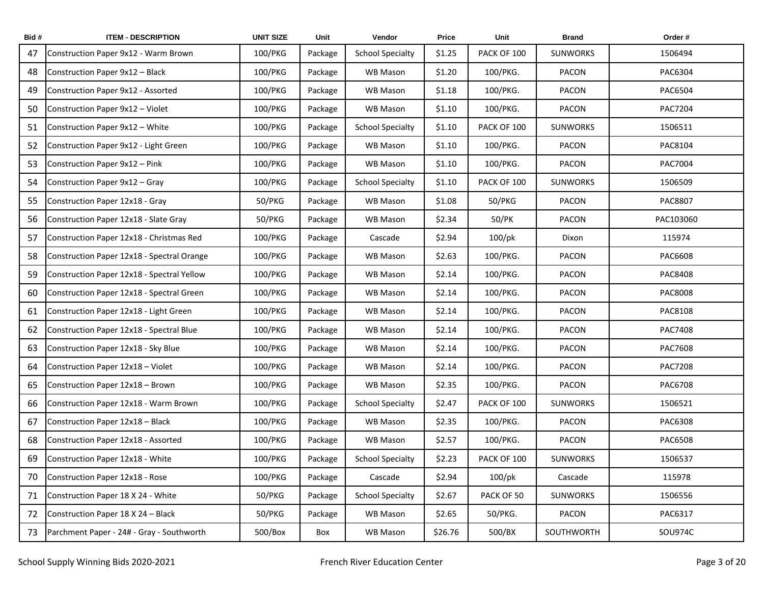| Bid # | ITEM - DESCRIPTION | UNIT SIZE | Unit | Vendor | Price | Unit | Brand | Order # |
|---|---|---|---|---|---|---|---|---|
| 47 | Construction Paper 9x12 - Warm Brown | 100/PKG | Package | School Specialty | $1.25 | PACK OF 100 | SUNWORKS | 1506494 |
| 48 | Construction Paper 9x12 – Black | 100/PKG | Package | WB Mason | $1.20 | 100/PKG. | PACON | PAC6304 |
| 49 | Construction Paper 9x12 - Assorted | 100/PKG | Package | WB Mason | $1.18 | 100/PKG. | PACON | PAC6504 |
| 50 | Construction Paper 9x12 – Violet | 100/PKG | Package | WB Mason | $1.10 | 100/PKG. | PACON | PAC7204 |
| 51 | Construction Paper 9x12 – White | 100/PKG | Package | School Specialty | $1.10 | PACK OF 100 | SUNWORKS | 1506511 |
| 52 | Construction Paper 9x12 - Light Green | 100/PKG | Package | WB Mason | $1.10 | 100/PKG. | PACON | PAC8104 |
| 53 | Construction Paper 9x12 – Pink | 100/PKG | Package | WB Mason | $1.10 | 100/PKG. | PACON | PAC7004 |
| 54 | Construction Paper 9x12 – Gray | 100/PKG | Package | School Specialty | $1.10 | PACK OF 100 | SUNWORKS | 1506509 |
| 55 | Construction Paper 12x18 - Gray | 50/PKG | Package | WB Mason | $1.08 | 50/PKG | PACON | PAC8807 |
| 56 | Construction Paper 12x18 - Slate Gray | 50/PKG | Package | WB Mason | $2.34 | 50/PK | PACON | PAC103060 |
| 57 | Construction Paper 12x18 - Christmas Red | 100/PKG | Package | Cascade | $2.94 | 100/pk | Dixon | 115974 |
| 58 | Construction Paper 12x18 - Spectral Orange | 100/PKG | Package | WB Mason | $2.63 | 100/PKG. | PACON | PAC6608 |
| 59 | Construction Paper 12x18 - Spectral Yellow | 100/PKG | Package | WB Mason | $2.14 | 100/PKG. | PACON | PAC8408 |
| 60 | Construction Paper 12x18 - Spectral Green | 100/PKG | Package | WB Mason | $2.14 | 100/PKG. | PACON | PAC8008 |
| 61 | Construction Paper 12x18 - Light Green | 100/PKG | Package | WB Mason | $2.14 | 100/PKG. | PACON | PAC8108 |
| 62 | Construction Paper 12x18 - Spectral Blue | 100/PKG | Package | WB Mason | $2.14 | 100/PKG. | PACON | PAC7408 |
| 63 | Construction Paper 12x18 - Sky Blue | 100/PKG | Package | WB Mason | $2.14 | 100/PKG. | PACON | PAC7608 |
| 64 | Construction Paper 12x18 – Violet | 100/PKG | Package | WB Mason | $2.14 | 100/PKG. | PACON | PAC7208 |
| 65 | Construction Paper 12x18 – Brown | 100/PKG | Package | WB Mason | $2.35 | 100/PKG. | PACON | PAC6708 |
| 66 | Construction Paper 12x18 - Warm Brown | 100/PKG | Package | School Specialty | $2.47 | PACK OF 100 | SUNWORKS | 1506521 |
| 67 | Construction Paper 12x18 – Black | 100/PKG | Package | WB Mason | $2.35 | 100/PKG. | PACON | PAC6308 |
| 68 | Construction Paper 12x18 - Assorted | 100/PKG | Package | WB Mason | $2.57 | 100/PKG. | PACON | PAC6508 |
| 69 | Construction Paper 12x18 - White | 100/PKG | Package | School Specialty | $2.23 | PACK OF 100 | SUNWORKS | 1506537 |
| 70 | Construction Paper 12x18 - Rose | 100/PKG | Package | Cascade | $2.94 | 100/pk | Cascade | 115978 |
| 71 | Construction Paper 18 X 24 - White | 50/PKG | Package | School Specialty | $2.67 | PACK OF 50 | SUNWORKS | 1506556 |
| 72 | Construction Paper 18 X 24 – Black | 50/PKG | Package | WB Mason | $2.65 | 50/PKG. | PACON | PAC6317 |
| 73 | Parchment Paper - 24# - Gray - Southworth | 500/Box | Box | WB Mason | $26.76 | 500/BX | SOUTHWORTH | SOU974C |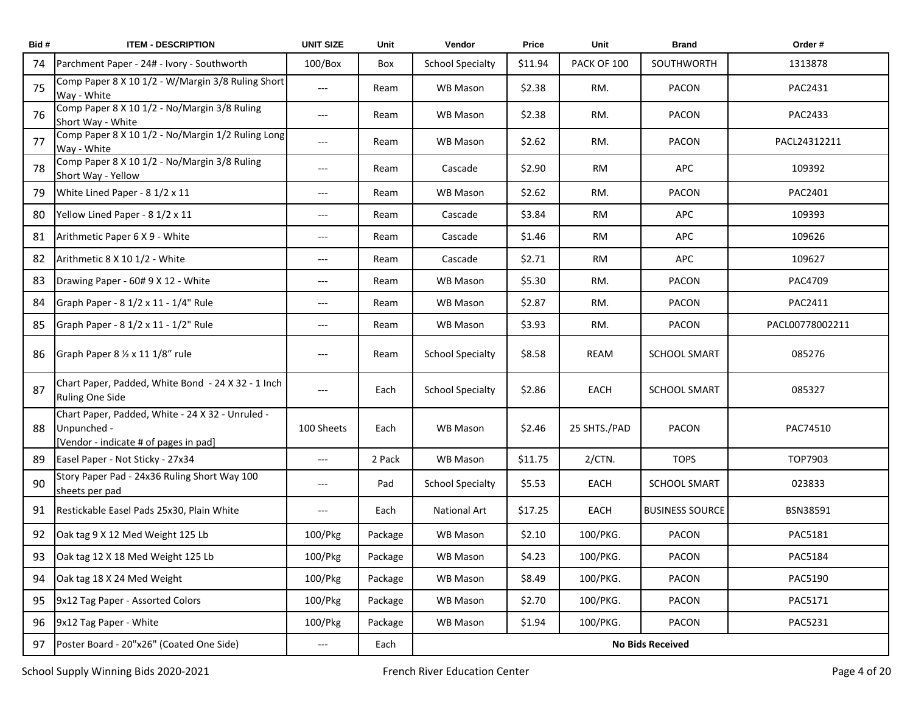| Bid # | ITEM - DESCRIPTION | UNIT SIZE | Unit | Vendor | Price | Unit | Brand | Order # |
|---|---|---|---|---|---|---|---|---|
| 74 | Parchment Paper - 24# - Ivory - Southworth | 100/Box | Box | School Specialty | $11.94 | PACK OF 100 | SOUTHWORTH | 1313878 |
| 75 | Comp Paper 8 X 10 1/2 - W/Margin 3/8 Ruling Short Way - White | --- | Ream | WB Mason | $2.38 | RM. | PACON | PAC2431 |
| 76 | Comp Paper 8 X 10 1/2 - No/Margin 3/8 Ruling Short Way - White | --- | Ream | WB Mason | $2.38 | RM. | PACON | PAC2433 |
| 77 | Comp Paper 8 X 10 1/2 - No/Margin 1/2 Ruling Long Way - White | --- | Ream | WB Mason | $2.62 | RM. | PACON | PACL24312211 |
| 78 | Comp Paper 8 X 10 1/2 - No/Margin 3/8 Ruling Short Way - Yellow | --- | Ream | Cascade | $2.90 | RM | APC | 109392 |
| 79 | White Lined Paper - 8 1/2 x 11 | --- | Ream | WB Mason | $2.62 | RM. | PACON | PAC2401 |
| 80 | Yellow Lined Paper - 8 1/2 x 11 | --- | Ream | Cascade | $3.84 | RM | APC | 109393 |
| 81 | Arithmetic Paper 6 X 9 - White | --- | Ream | Cascade | $1.46 | RM | APC | 109626 |
| 82 | Arithmetic 8 X 10 1/2 - White | --- | Ream | Cascade | $2.71 | RM | APC | 109627 |
| 83 | Drawing Paper - 60# 9 X 12 - White | --- | Ream | WB Mason | $5.30 | RM. | PACON | PAC4709 |
| 84 | Graph Paper - 8 1/2 x 11 - 1/4" Rule | --- | Ream | WB Mason | $2.87 | RM. | PACON | PAC2411 |
| 85 | Graph Paper - 8 1/2 x 11 - 1/2" Rule | --- | Ream | WB Mason | $3.93 | RM. | PACON | PACL00778002211 |
| 86 | Graph Paper 8 ½ x 11 1/8" rule | --- | Ream | School Specialty | $8.58 | REAM | SCHOOL SMART | 085276 |
| 87 | Chart Paper, Padded, White Bond - 24 X 32 - 1 Inch Ruling One Side | --- | Each | School Specialty | $2.86 | EACH | SCHOOL SMART | 085327 |
| 88 | Chart Paper, Padded, White - 24 X 32 - Unruled - Unpunched - [Vendor - indicate # of pages in pad] | 100 Sheets | Each | WB Mason | $2.46 | 25 SHTS./PAD | PACON | PAC74510 |
| 89 | Easel Paper - Not Sticky - 27x34 | --- | 2 Pack | WB Mason | $11.75 | 2/CTN. | TOPS | TOP7903 |
| 90 | Story Paper Pad - 24x36 Ruling Short Way 100 sheets per pad | --- | Pad | School Specialty | $5.53 | EACH | SCHOOL SMART | 023833 |
| 91 | Restickable Easel Pads 25x30, Plain White | --- | Each | National Art | $17.25 | EACH | BUSINESS SOURCE | BSN38591 |
| 92 | Oak tag 9 X 12 Med Weight 125 Lb | 100/Pkg | Package | WB Mason | $2.10 | 100/PKG. | PACON | PAC5181 |
| 93 | Oak tag 12 X 18 Med Weight 125 Lb | 100/Pkg | Package | WB Mason | $4.23 | 100/PKG. | PACON | PAC5184 |
| 94 | Oak tag 18 X 24 Med Weight | 100/Pkg | Package | WB Mason | $8.49 | 100/PKG. | PACON | PAC5190 |
| 95 | 9x12 Tag Paper - Assorted Colors | 100/Pkg | Package | WB Mason | $2.70 | 100/PKG. | PACON | PAC5171 |
| 96 | 9x12 Tag Paper - White | 100/Pkg | Package | WB Mason | $1.94 | 100/PKG. | PACON | PAC5231 |
| 97 | Poster Board - 20"x26" (Coated One Side) | --- | Each | **No Bids Received** | | | | |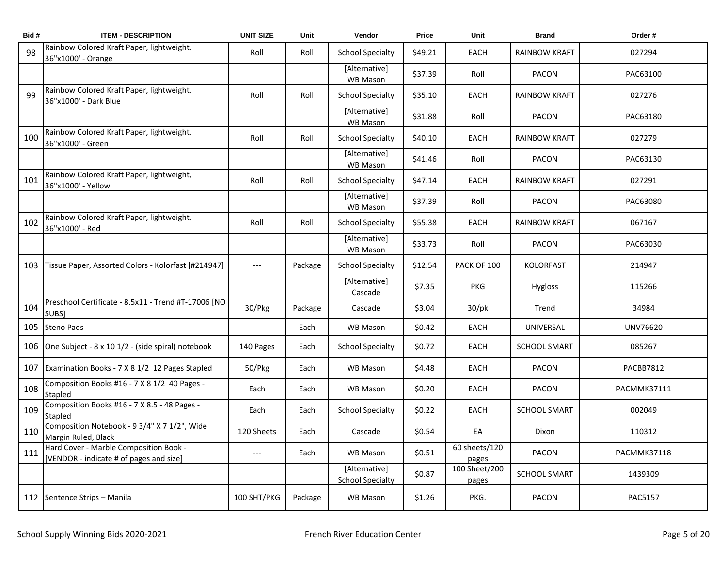| Bid # | ITEM - DESCRIPTION | UNIT SIZE | Unit | Vendor | Price | Unit | Brand | Order # |
|---|---|---|---|---|---|---|---|---|
| 98 | Rainbow Colored Kraft Paper, lightweight, 36"x1000' - Orange | Roll | Roll | School Specialty | $49.21 | EACH | RAINBOW KRAFT | 027294 |
| | | | | [Alternative] WB Mason | $37.39 | Roll | PACON | PAC63100 |
| 99 | Rainbow Colored Kraft Paper, lightweight, 36"x1000' - Dark Blue | Roll | Roll | School Specialty | $35.10 | EACH | RAINBOW KRAFT | 027276 |
| | | | | [Alternative] WB Mason | $31.88 | Roll | PACON | PAC63180 |
| 100 | Rainbow Colored Kraft Paper, lightweight, 36"x1000' - Green | Roll | Roll | School Specialty | $40.10 | EACH | RAINBOW KRAFT | 027279 |
| | | | | [Alternative] WB Mason | $41.46 | Roll | PACON | PAC63130 |
| 101 | Rainbow Colored Kraft Paper, lightweight, 36"x1000' - Yellow | Roll | Roll | School Specialty | $47.14 | EACH | RAINBOW KRAFT | 027291 |
| | | | | [Alternative] WB Mason | $37.39 | Roll | PACON | PAC63080 |
| 102 | Rainbow Colored Kraft Paper, lightweight, 36"x1000' - Red | Roll | Roll | School Specialty | $55.38 | EACH | RAINBOW KRAFT | 067167 |
| | | | | [Alternative] WB Mason | $33.73 | Roll | PACON | PAC63030 |
| 103 | Tissue Paper, Assorted Colors - Kolorfast [#214947] | --- | Package | School Specialty | $12.54 | PACK OF 100 | KOLORFAST | 214947 |
| | | | | [Alternative] Cascade | $7.35 | PKG | Hygloss | 115266 |
| 104 | Preschool Certificate - 8.5x11 - Trend #T-17006 [NO SUBS] | 30/Pkg | Package | Cascade | $3.04 | 30/pk | Trend | 34984 |
| 105 | Steno Pads | --- | Each | WB Mason | $0.42 | EACH | UNIVERSAL | UNV76620 |
| 106 | One Subject - 8 x 10 1/2 - (side spiral) notebook | 140 Pages | Each | School Specialty | $0.72 | EACH | SCHOOL SMART | 085267 |
| 107 | Examination Books - 7 X 8 1/2 12 Pages Stapled | 50/Pkg | Each | WB Mason | $4.48 | EACH | PACON | PACBB7812 |
| 108 | Composition Books #16 - 7 X 8 1/2 40 Pages - Stapled | Each | Each | WB Mason | $0.20 | EACH | PACON | PACMMK37111 |
| 109 | Composition Books #16 - 7 X 8.5 - 48 Pages - Stapled | Each | Each | School Specialty | $0.22 | EACH | SCHOOL SMART | 002049 |
| 110 | Composition Notebook - 9 3/4" X 7 1/2", Wide Margin Ruled, Black | 120 Sheets | Each | Cascade | $0.54 | EA | Dixon | 110312 |
| 111 | Hard Cover - Marble Composition Book - [VENDOR - indicate # of pages and size] | --- | Each | WB Mason | $0.51 | 60 sheets/120 pages | PACON | PACMMK37118 |
| | | | | [Alternative] School Specialty | $0.87 | 100 Sheet/200 pages | SCHOOL SMART | 1439309 |
| 112 | Sentence Strips – Manila | 100 SHT/PKG | Package | WB Mason | $1.26 | PKG. | PACON | PAC5157 |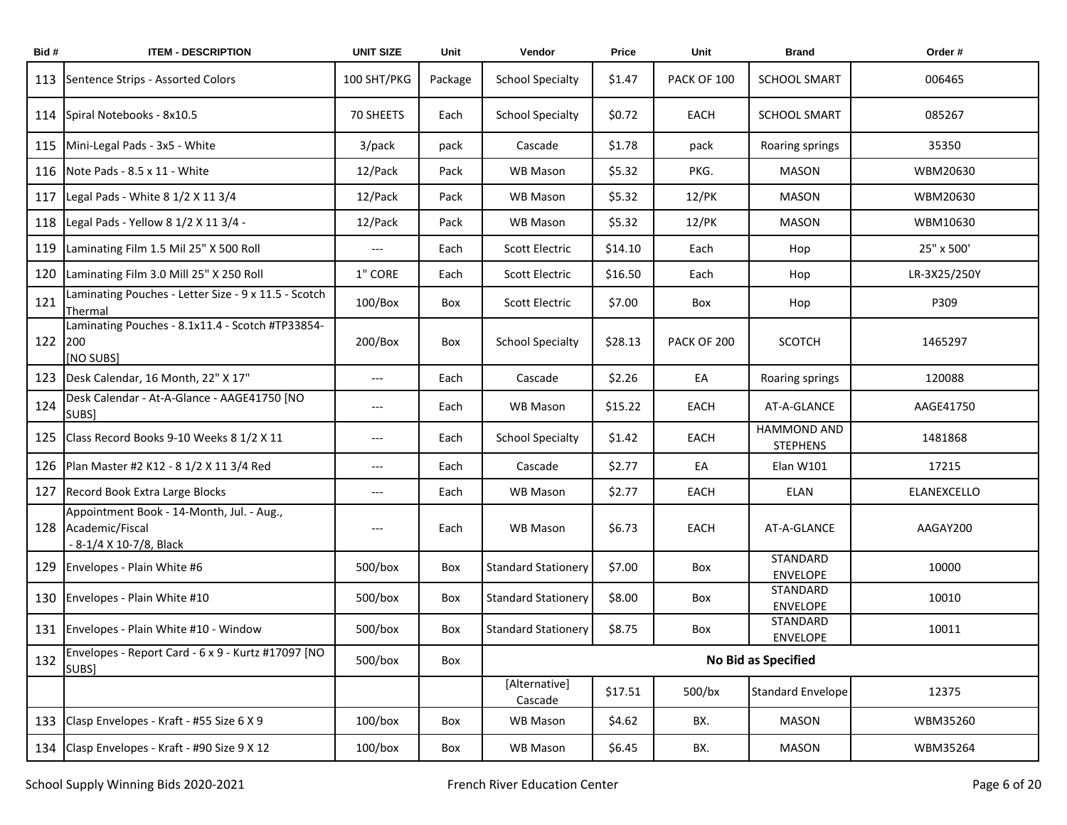| Bid # | ITEM - DESCRIPTION | UNIT SIZE | Unit | Vendor | Price | Unit | Brand | Order # |
|---|---|---|---|---|---|---|---|---|
| 113 | Sentence Strips - Assorted Colors | 100 SHT/PKG | Package | School Specialty | $1.47 | PACK OF 100 | SCHOOL SMART | 006465 |
| 114 | Spiral Notebooks - 8x10.5 | 70 SHEETS | Each | School Specialty | $0.72 | EACH | SCHOOL SMART | 085267 |
| 115 | Mini-Legal Pads - 3x5 - White | 3/pack | pack | Cascade | $1.78 | pack | Roaring springs | 35350 |
| 116 | Note Pads - 8.5 x 11 - White | 12/Pack | Pack | WB Mason | $5.32 | PKG. | MASON | WBM20630 |
| 117 | Legal Pads - White 8 1/2 X 11 3/4 | 12/Pack | Pack | WB Mason | $5.32 | 12/PK | MASON | WBM20630 |
| 118 | Legal Pads - Yellow 8 1/2 X 11 3/4 - | 12/Pack | Pack | WB Mason | $5.32 | 12/PK | MASON | WBM10630 |
| 119 | Laminating Film 1.5 Mil 25" X 500 Roll | --- | Each | Scott Electric | $14.10 | Each | Hop | 25" x 500' |
| 120 | Laminating Film 3.0 Mill 25" X 250 Roll | 1" CORE | Each | Scott Electric | $16.50 | Each | Hop | LR-3X25/250Y |
| 121 | Laminating Pouches - Letter Size - 9 x 11.5 - Scotch Thermal | 100/Box | Box | Scott Electric | $7.00 | Box | Hop | P309 |
| 122 | Laminating Pouches - 8.1x11.4 - Scotch #TP33854-200 [NO SUBS] | 200/Box | Box | School Specialty | $28.13 | PACK OF 200 | SCOTCH | 1465297 |
| 123 | Desk Calendar, 16 Month, 22" X 17" | --- | Each | Cascade | $2.26 | EA | Roaring springs | 120088 |
| 124 | Desk Calendar - At-A-Glance - AAGE41750 [NO SUBS] | --- | Each | WB Mason | $15.22 | EACH | AT-A-GLANCE | AAGE41750 |
| 125 | Class Record Books 9-10 Weeks 8 1/2 X 11 | --- | Each | School Specialty | $1.42 | EACH | HAMMOND AND STEPHENS | 1481868 |
| 126 | Plan Master #2 K12 - 8 1/2 X 11 3/4 Red | --- | Each | Cascade | $2.77 | EA | Elan W101 | 17215 |
| 127 | Record Book Extra Large Blocks | --- | Each | WB Mason | $2.77 | EACH | ELAN | ELANEXCELLO |
| 128 | Appointment Book - 14-Month, Jul. - Aug., Academic/Fiscal - 8-1/4 X 10-7/8, Black | --- | Each | WB Mason | $6.73 | EACH | AT-A-GLANCE | AAGAY200 |
| 129 | Envelopes - Plain White #6 | 500/box | Box | Standard Stationery | $7.00 | Box | STANDARD ENVELOPE | 10000 |
| 130 | Envelopes - Plain White #10 | 500/box | Box | Standard Stationery | $8.00 | Box | STANDARD ENVELOPE | 10010 |
| 131 | Envelopes - Plain White #10 - Window | 500/box | Box | Standard Stationery | $8.75 | Box | STANDARD ENVELOPE | 10011 |
| 132 | Envelopes - Report Card - 6 x 9 - Kurtz #17097 [NO SUBS] | 500/box | Box | **No Bid as Specified** | | | | |
| | | | | [Alternative] Cascade | $17.51 | 500/bx | Standard Envelope | 12375 |
| 133 | Clasp Envelopes - Kraft - #55 Size 6 X 9 | 100/box | Box | WB Mason | $4.62 | BX. | MASON | WBM35260 |
| 134 | Clasp Envelopes - Kraft - #90 Size 9 X 12 | 100/box | Box | WB Mason | $6.45 | BX. | MASON | WBM35264 |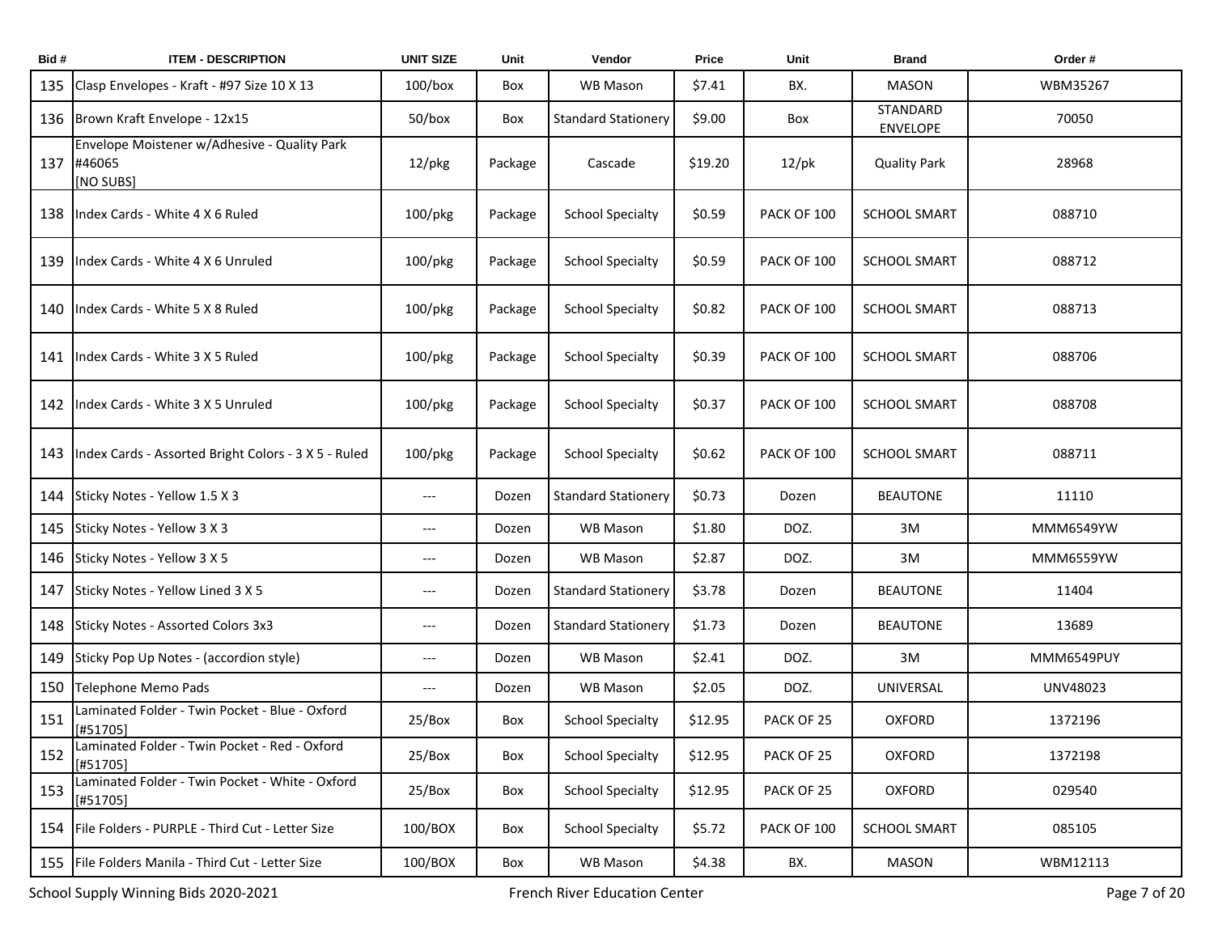| Bid # | ITEM - DESCRIPTION | UNIT SIZE | Unit | Vendor | Price | Unit | Brand | Order # |
|---|---|---|---|---|---|---|---|---|
| 135 | Clasp Envelopes - Kraft - #97 Size 10 X 13 | 100/box | Box | WB Mason | $7.41 | BX. | MASON | WBM35267 |
| 136 | Brown Kraft Envelope - 12x15 | 50/box | Box | Standard Stationery | $9.00 | Box | STANDARD ENVELOPE | 70050 |
| 137 | Envelope Moistener w/Adhesive - Quality Park #46065 [NO SUBS] | 12/pkg | Package | Cascade | $19.20 | 12/pk | Quality Park | 28968 |
| 138 | Index Cards - White 4 X 6 Ruled | 100/pkg | Package | School Specialty | $0.59 | PACK OF 100 | SCHOOL SMART | 088710 |
| 139 | Index Cards - White 4 X 6 Unruled | 100/pkg | Package | School Specialty | $0.59 | PACK OF 100 | SCHOOL SMART | 088712 |
| 140 | Index Cards - White 5 X 8 Ruled | 100/pkg | Package | School Specialty | $0.82 | PACK OF 100 | SCHOOL SMART | 088713 |
| 141 | Index Cards - White 3 X 5 Ruled | 100/pkg | Package | School Specialty | $0.39 | PACK OF 100 | SCHOOL SMART | 088706 |
| 142 | Index Cards - White 3 X 5 Unruled | 100/pkg | Package | School Specialty | $0.37 | PACK OF 100 | SCHOOL SMART | 088708 |
| 143 | Index Cards - Assorted Bright Colors - 3 X 5 - Ruled | 100/pkg | Package | School Specialty | $0.62 | PACK OF 100 | SCHOOL SMART | 088711 |
| 144 | Sticky Notes - Yellow 1.5 X 3 | --- | Dozen | Standard Stationery | $0.73 | Dozen | BEAUTONE | 11110 |
| 145 | Sticky Notes - Yellow 3 X 3 | --- | Dozen | WB Mason | $1.80 | DOZ. | 3M | MMM6549YW |
| 146 | Sticky Notes - Yellow 3 X 5 | --- | Dozen | WB Mason | $2.87 | DOZ. | 3M | MMM6559YW |
| 147 | Sticky Notes - Yellow Lined 3 X 5 | --- | Dozen | Standard Stationery | $3.78 | Dozen | BEAUTONE | 11404 |
| 148 | Sticky Notes - Assorted Colors 3x3 | --- | Dozen | Standard Stationery | $1.73 | Dozen | BEAUTONE | 13689 |
| 149 | Sticky Pop Up Notes - (accordion style) | --- | Dozen | WB Mason | $2.41 | DOZ. | 3M | MMM6549PUY |
| 150 | Telephone Memo Pads | --- | Dozen | WB Mason | $2.05 | DOZ. | UNIVERSAL | UNV48023 |
| 151 | Laminated Folder - Twin Pocket - Blue - Oxford [#51705] | 25/Box | Box | School Specialty | $12.95 | PACK OF 25 | OXFORD | 1372196 |
| 152 | Laminated Folder - Twin Pocket - Red - Oxford [#51705] | 25/Box | Box | School Specialty | $12.95 | PACK OF 25 | OXFORD | 1372198 |
| 153 | Laminated Folder - Twin Pocket - White - Oxford [#51705] | 25/Box | Box | School Specialty | $12.95 | PACK OF 25 | OXFORD | 029540 |
| 154 | File Folders - PURPLE - Third Cut - Letter Size | 100/BOX | Box | School Specialty | $5.72 | PACK OF 100 | SCHOOL SMART | 085105 |
| 155 | File Folders Manila - Third Cut - Letter Size | 100/BOX | Box | WB Mason | $4.38 | BX. | MASON | WBM12113 |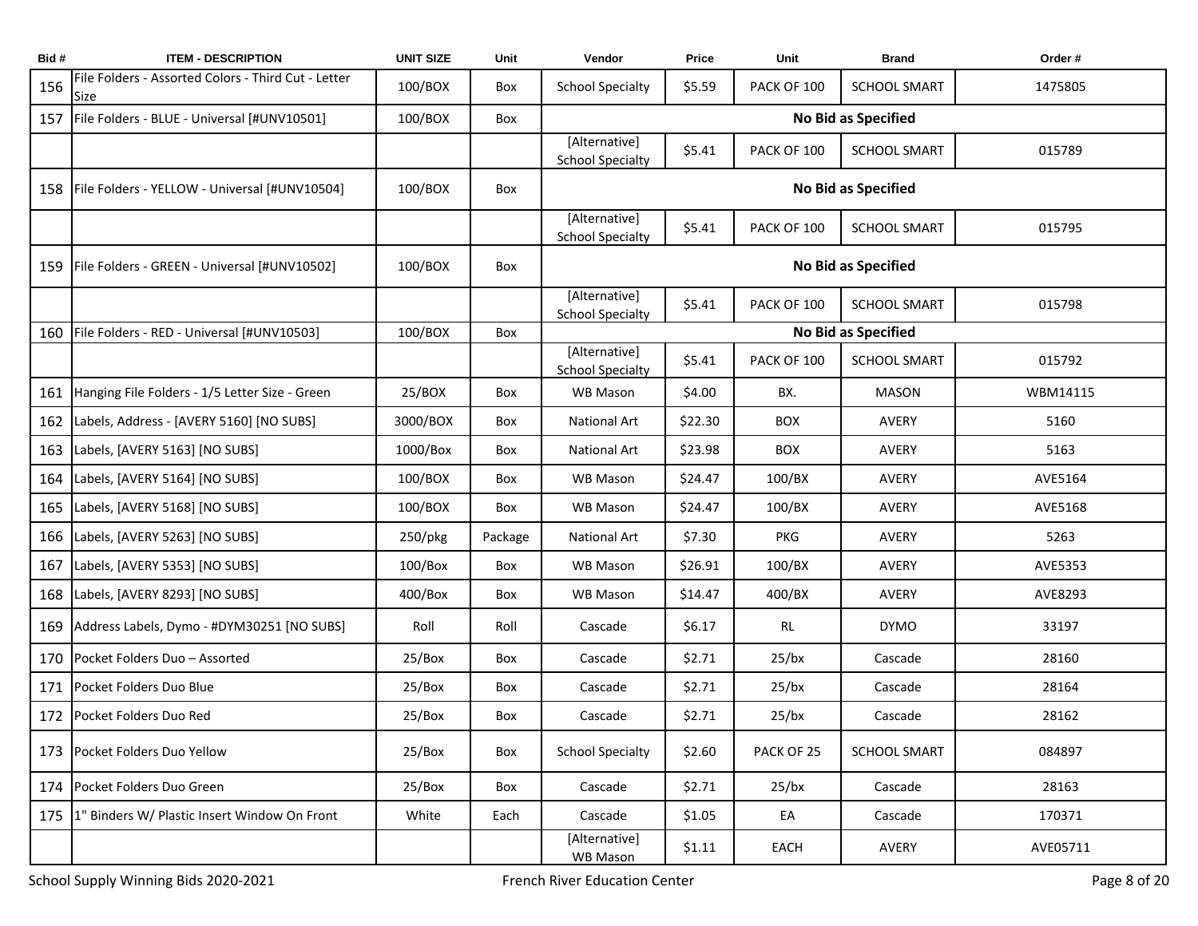| Bid # | ITEM - DESCRIPTION | UNIT SIZE | Unit | Vendor | Price | Unit | Brand | Order # |
|---|---|---|---|---|---|---|---|---|
| 156 | File Folders - Assorted Colors - Third Cut - Letter Size | 100/BOX | Box | School Specialty | $5.59 | PACK OF 100 | SCHOOL SMART | 1475805 |
| 157 | File Folders - BLUE - Universal [#UNV10501] | 100/BOX | Box | **No Bid as Specified** | | | | |
| | | | | [Alternative] School Specialty | $5.41 | PACK OF 100 | SCHOOL SMART | 015789 |
| 158 | File Folders - YELLOW - Universal [#UNV10504] | 100/BOX | Box | **No Bid as Specified** | | | | |
| | | | | [Alternative] School Specialty | $5.41 | PACK OF 100 | SCHOOL SMART | 015795 |
| 159 | File Folders - GREEN - Universal [#UNV10502] | 100/BOX | Box | **No Bid as Specified** | | | | |
| | | | | [Alternative] School Specialty | $5.41 | PACK OF 100 | SCHOOL SMART | 015798 |
| 160 | File Folders - RED - Universal [#UNV10503] | 100/BOX | Box | **No Bid as Specified** | | | | |
| | | | | [Alternative] School Specialty | $5.41 | PACK OF 100 | SCHOOL SMART | 015792 |
| 161 | Hanging File Folders - 1/5 Letter Size - Green | 25/BOX | Box | WB Mason | $4.00 | BX. | MASON | WBM14115 |
| 162 | Labels, Address - [AVERY 5160] [NO SUBS] | 3000/BOX | Box | National Art | $22.30 | BOX | AVERY | 5160 |
| 163 | Labels, [AVERY 5163] [NO SUBS] | 1000/Box | Box | National Art | $23.98 | BOX | AVERY | 5163 |
| 164 | Labels, [AVERY 5164] [NO SUBS] | 100/BOX | Box | WB Mason | $24.47 | 100/BX | AVERY | AVE5164 |
| 165 | Labels, [AVERY 5168] [NO SUBS] | 100/BOX | Box | WB Mason | $24.47 | 100/BX | AVERY | AVE5168 |
| 166 | Labels, [AVERY 5263] [NO SUBS] | 250/pkg | Package | National Art | $7.30 | PKG | AVERY | 5263 |
| 167 | Labels, [AVERY 5353] [NO SUBS] | 100/Box | Box | WB Mason | $26.91 | 100/BX | AVERY | AVE5353 |
| 168 | Labels, [AVERY 8293] [NO SUBS] | 400/Box | Box | WB Mason | $14.47 | 400/BX | AVERY | AVE8293 |
| 169 | Address Labels, Dymo - #DYM30251 [NO SUBS] | Roll | Roll | Cascade | $6.17 | RL | DYMO | 33197 |
| 170 | Pocket Folders Duo – Assorted | 25/Box | Box | Cascade | $2.71 | 25/bx | Cascade | 28160 |
| 171 | Pocket Folders Duo Blue | 25/Box | Box | Cascade | $2.71 | 25/bx | Cascade | 28164 |
| 172 | Pocket Folders Duo Red | 25/Box | Box | Cascade | $2.71 | 25/bx | Cascade | 28162 |
| 173 | Pocket Folders Duo Yellow | 25/Box | Box | School Specialty | $2.60 | PACK OF 25 | SCHOOL SMART | 084897 |
| 174 | Pocket Folders Duo Green | 25/Box | Box | Cascade | $2.71 | 25/bx | Cascade | 28163 |
| 175 | 1" Binders W/ Plastic Insert Window On Front | White | Each | Cascade | $1.05 | EA | Cascade | 170371 |
| | | | | [Alternative] WB Mason | $1.11 | EACH | AVERY | AVE05711 |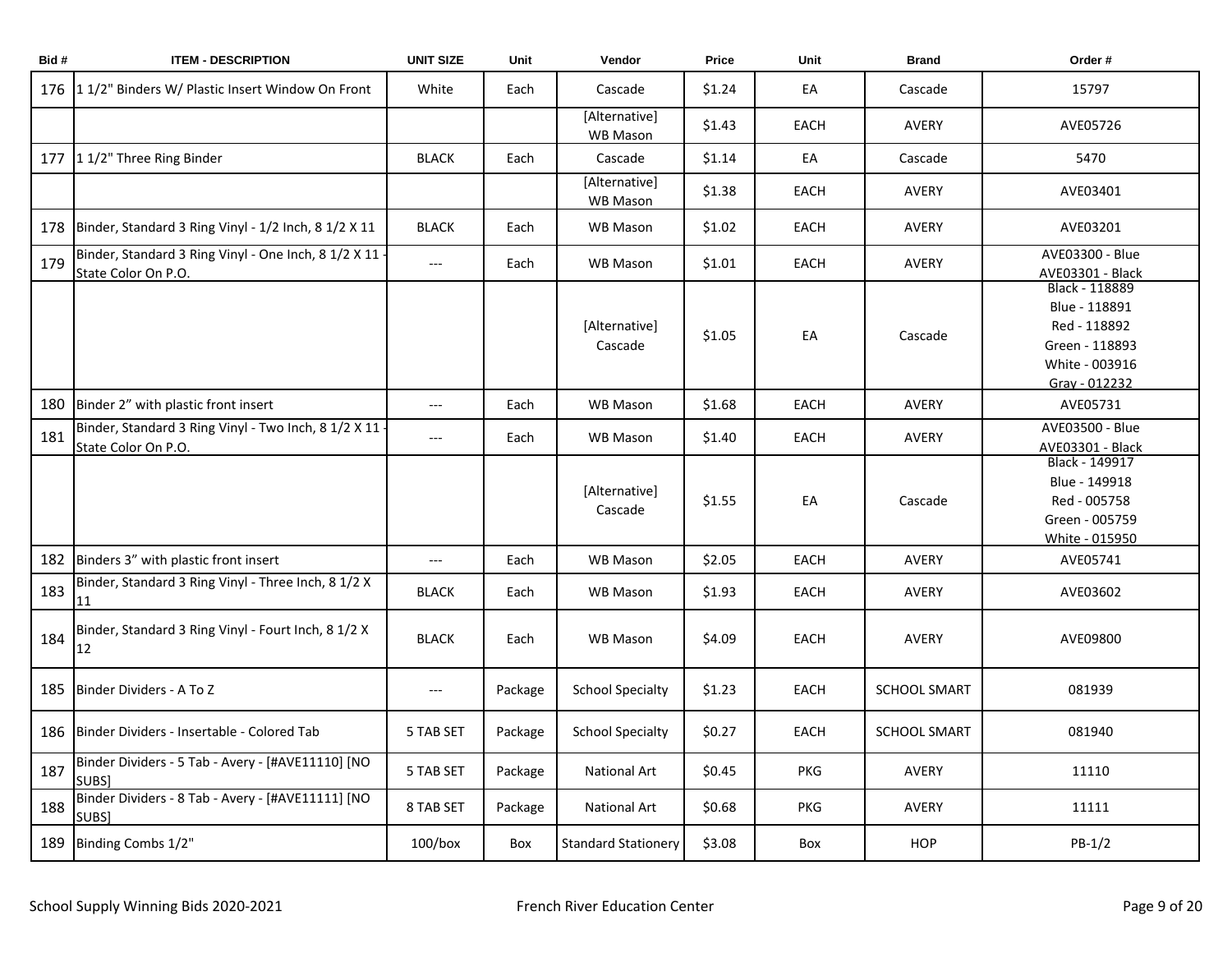| Bid # | ITEM - DESCRIPTION | UNIT SIZE | Unit | Vendor | Price | Unit | Brand | Order # |
|---|---|---|---|---|---|---|---|---|
| 176 | 1 1/2" Binders W/ Plastic Insert Window On Front | White | Each | Cascade | $1.24 | EA | Cascade | 15797 |
| | | | | [Alternative] WB Mason | $1.43 | EACH | AVERY | AVE05726 |
| 177 | 1 1/2" Three Ring Binder | BLACK | Each | Cascade | $1.14 | EA | Cascade | 5470 |
| | | | | [Alternative] WB Mason | $1.38 | EACH | AVERY | AVE03401 |
| 178 | Binder, Standard 3 Ring Vinyl - 1/2 Inch, 8 1/2 X 11 | BLACK | Each | WB Mason | $1.02 | EACH | AVERY | AVE03201 |
| 179 | Binder, Standard 3 Ring Vinyl - One Inch, 8 1/2 X 11 - State Color On P.O. | --- | Each | WB Mason | $1.01 | EACH | AVERY | AVE03300 - Blue AVE03301 - Black |
| | | | | [Alternative] Cascade | $1.05 | EA | Cascade | Black - 118889 Blue - 118891 Red - 118892 Green - 118893 White - 003916 Gray - 012232 |
| 180 | Binder 2" with plastic front insert | --- | Each | WB Mason | $1.68 | EACH | AVERY | AVE05731 |
| 181 | Binder, Standard 3 Ring Vinyl - Two Inch, 8 1/2 X 11 - State Color On P.O. | --- | Each | WB Mason | $1.40 | EACH | AVERY | AVE03500 - Blue AVE03301 - Black |
| | | | | [Alternative] Cascade | $1.55 | EA | Cascade | Black - 149917 Blue - 149918 Red - 005758 Green - 005759 White - 015950 |
| 182 | Binders 3" with plastic front insert | --- | Each | WB Mason | $2.05 | EACH | AVERY | AVE05741 |
| 183 | Binder, Standard 3 Ring Vinyl - Three Inch, 8 1/2 X 11 | BLACK | Each | WB Mason | $1.93 | EACH | AVERY | AVE03602 |
| 184 | Binder, Standard 3 Ring Vinyl - Fourt Inch, 8 1/2 X 12 | BLACK | Each | WB Mason | $4.09 | EACH | AVERY | AVE09800 |
| 185 | Binder Dividers - A To Z | --- | Package | School Specialty | $1.23 | EACH | SCHOOL SMART | 081939 |
| 186 | Binder Dividers - Insertable - Colored Tab | 5 TAB SET | Package | School Specialty | $0.27 | EACH | SCHOOL SMART | 081940 |
| 187 | Binder Dividers - 5 Tab - Avery - [#AVE11110] [NO SUBS] | 5 TAB SET | Package | National Art | $0.45 | PKG | AVERY | 11110 |
| 188 | Binder Dividers - 8 Tab - Avery - [#AVE11111] [NO SUBS] | 8 TAB SET | Package | National Art | $0.68 | PKG | AVERY | 11111 |
| 189 | Binding Combs 1/2" | 100/box | Box | Standard Stationery | $3.08 | Box | HOP | PB-1/2 |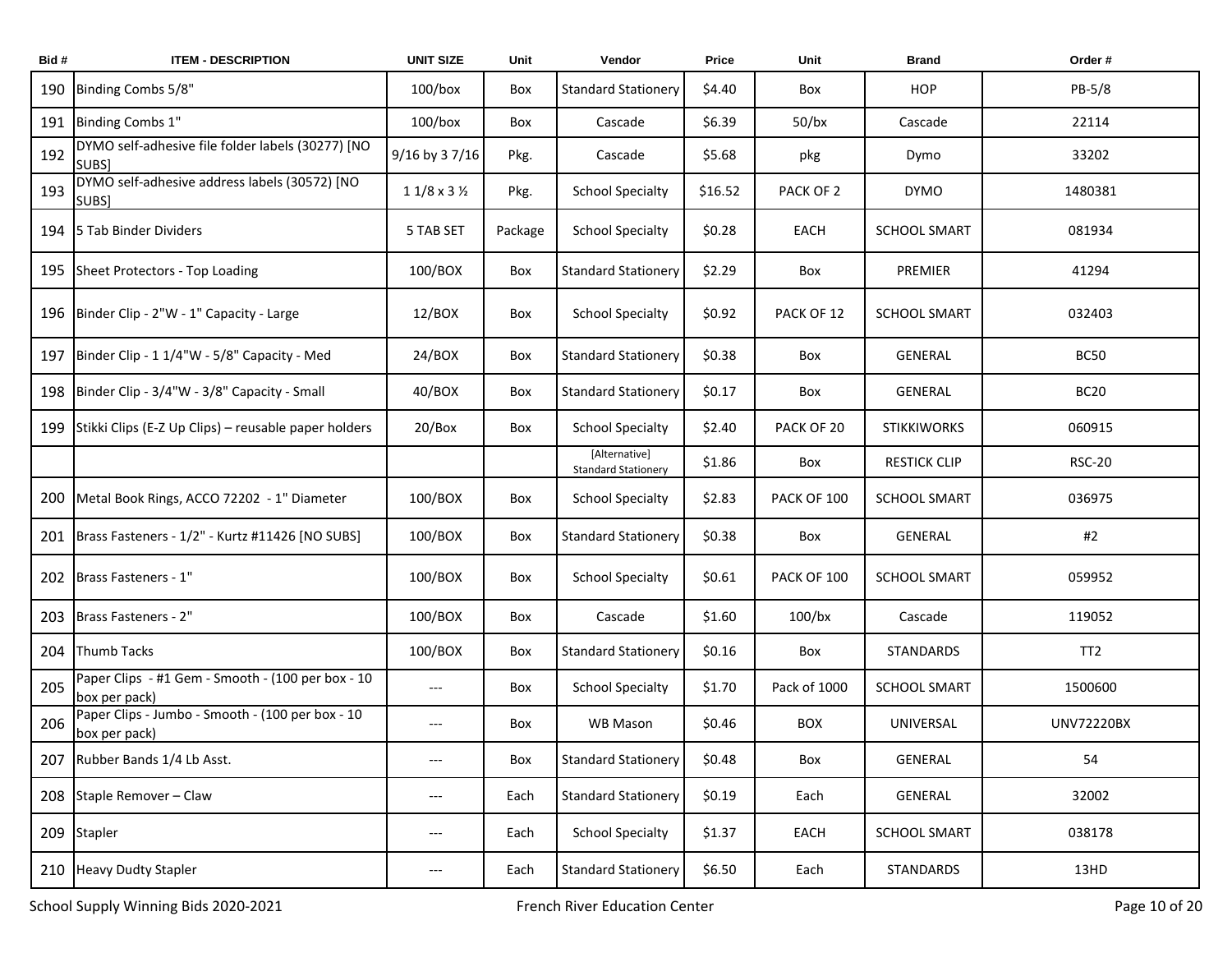| Bid # | ITEM - DESCRIPTION | UNIT SIZE | Unit | Vendor | Price | Unit | Brand | Order # |
|---|---|---|---|---|---|---|---|---|
| 190 | Binding Combs 5/8" | 100/box | Box | Standard Stationery | $4.40 | Box | HOP | PB-5/8 |
| 191 | Binding Combs 1" | 100/box | Box | Cascade | $6.39 | 50/bx | Cascade | 22114 |
| 192 | DYMO self-adhesive file folder labels (30277) [NO SUBS] | 9/16 by 3 7/16 | Pkg. | Cascade | $5.68 | pkg | Dymo | 33202 |
| 193 | DYMO self-adhesive address labels (30572) [NO SUBS] | 1 1/8 x 3 ½ | Pkg. | School Specialty | $16.52 | PACK OF 2 | DYMO | 1480381 |
| 194 | 5 Tab Binder Dividers | 5 TAB SET | Package | School Specialty | $0.28 | EACH | SCHOOL SMART | 081934 |
| 195 | Sheet Protectors - Top Loading | 100/BOX | Box | Standard Stationery | $2.29 | Box | PREMIER | 41294 |
| 196 | Binder Clip - 2"W - 1" Capacity - Large | 12/BOX | Box | School Specialty | $0.92 | PACK OF 12 | SCHOOL SMART | 032403 |
| 197 | Binder Clip - 1 1/4"W - 5/8" Capacity - Med | 24/BOX | Box | Standard Stationery | $0.38 | Box | GENERAL | BC50 |
| 198 | Binder Clip - 3/4"W - 3/8" Capacity - Small | 40/BOX | Box | Standard Stationery | $0.17 | Box | GENERAL | BC20 |
| 199 | Stikki Clips (E-Z Up Clips) – reusable paper holders | 20/Box | Box | School Specialty | $2.40 | PACK OF 20 | STIKKIWORKS | 060915 |
| | | | | [Alternative] Standard Stationery | $1.86 | Box | RESTICK CLIP | RSC-20 |
| 200 | Metal Book Rings, ACCO 72202 - 1" Diameter | 100/BOX | Box | School Specialty | $2.83 | PACK OF 100 | SCHOOL SMART | 036975 |
| 201 | Brass Fasteners - 1/2" - Kurtz #11426 [NO SUBS] | 100/BOX | Box | Standard Stationery | $0.38 | Box | GENERAL | #2 |
| 202 | Brass Fasteners - 1" | 100/BOX | Box | School Specialty | $0.61 | PACK OF 100 | SCHOOL SMART | 059952 |
| 203 | Brass Fasteners - 2" | 100/BOX | Box | Cascade | $1.60 | 100/bx | Cascade | 119052 |
| 204 | Thumb Tacks | 100/BOX | Box | Standard Stationery | $0.16 | Box | STANDARDS | TT2 |
| 205 | Paper Clips - #1 Gem - Smooth - (100 per box - 10 box per pack) | --- | Box | School Specialty | $1.70 | Pack of 1000 | SCHOOL SMART | 1500600 |
| 206 | Paper Clips - Jumbo - Smooth - (100 per box - 10 box per pack) | --- | Box | WB Mason | $0.46 | BOX | UNIVERSAL | UNV72220BX |
| 207 | Rubber Bands 1/4 Lb Asst. | --- | Box | Standard Stationery | $0.48 | Box | GENERAL | 54 |
| 208 | Staple Remover – Claw | --- | Each | Standard Stationery | $0.19 | Each | GENERAL | 32002 |
| 209 | Stapler | --- | Each | School Specialty | $1.37 | EACH | SCHOOL SMART | 038178 |
| 210 | Heavy Dudty Stapler | --- | Each | Standard Stationery | $6.50 | Each | STANDARDS | 13HD |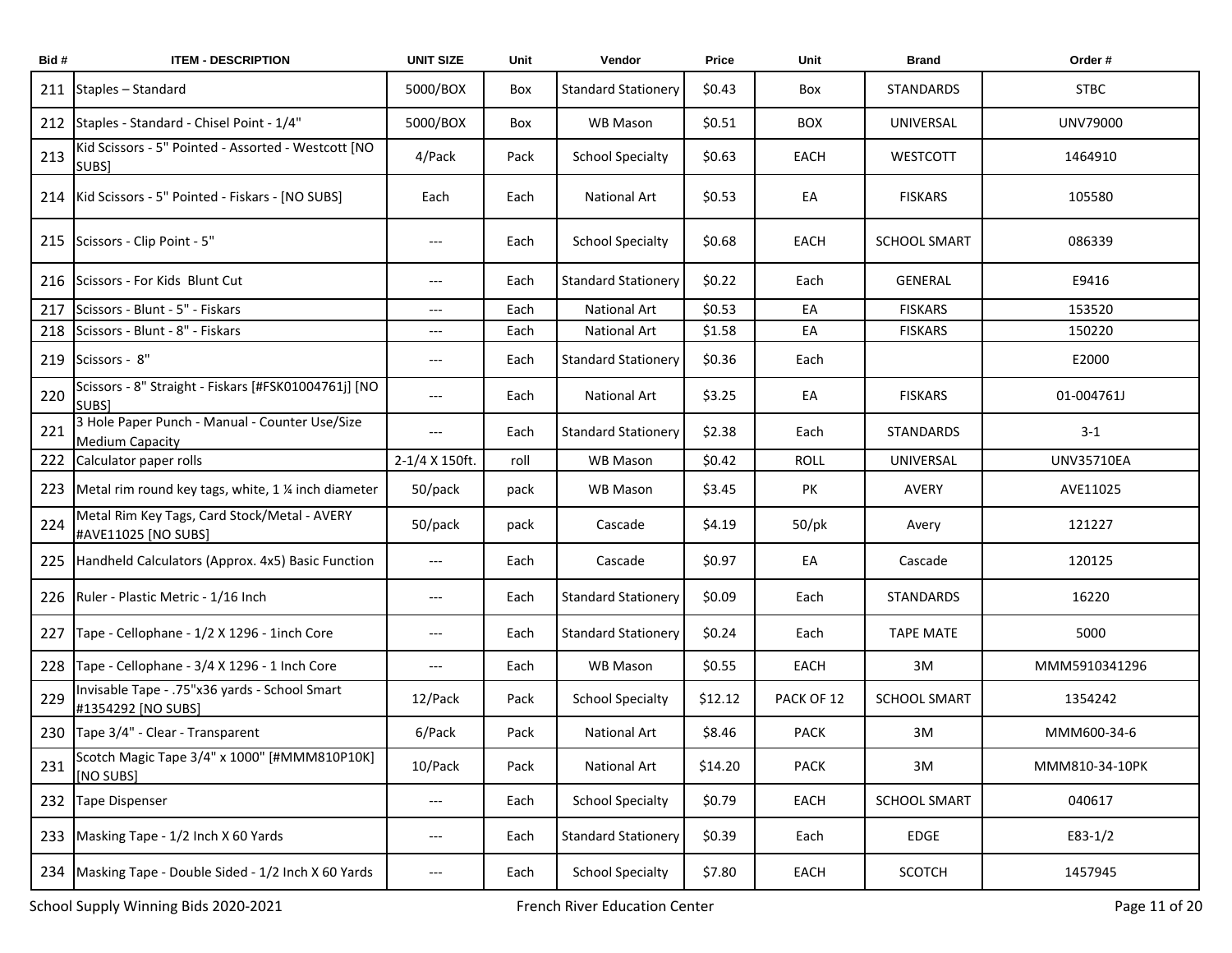| Bid # | ITEM - DESCRIPTION | UNIT SIZE | Unit | Vendor | Price | Unit | Brand | Order # |
|---|---|---|---|---|---|---|---|---|
| 211 | Staples – Standard | 5000/BOX | Box | Standard Stationery | $0.43 | Box | STANDARDS | STBC |
| 212 | Staples - Standard - Chisel Point - 1/4" | 5000/BOX | Box | WB Mason | $0.51 | BOX | UNIVERSAL | UNV79000 |
| 213 | Kid Scissors - 5" Pointed - Assorted - Westcott [NO SUBS] | 4/Pack | Pack | School Specialty | $0.63 | EACH | WESTCOTT | 1464910 |
| 214 | Kid Scissors - 5" Pointed - Fiskars - [NO SUBS] | Each | Each | National Art | $0.53 | EA | FISKARS | 105580 |
| 215 | Scissors - Clip Point - 5" | --- | Each | School Specialty | $0.68 | EACH | SCHOOL SMART | 086339 |
| 216 | Scissors - For Kids Blunt Cut | --- | Each | Standard Stationery | $0.22 | Each | GENERAL | E9416 |
| 217 | Scissors - Blunt - 5" - Fiskars | --- | Each | National Art | $0.53 | EA | FISKARS | 153520 |
| 218 | Scissors - Blunt - 8" - Fiskars | --- | Each | National Art | $1.58 | EA | FISKARS | 150220 |
| 219 | Scissors - 8" | --- | Each | Standard Stationery | $0.36 | Each | | E2000 |
| 220 | Scissors - 8" Straight - Fiskars [#FSK01004761j] [NO SUBS] | --- | Each | National Art | $3.25 | EA | FISKARS | 01-004761J |
| 221 | 3 Hole Paper Punch - Manual - Counter Use/Size Medium Capacity | --- | Each | Standard Stationery | $2.38 | Each | STANDARDS | 3-1 |
| 222 | Calculator paper rolls | 2-1/4 X 150ft. | roll | WB Mason | $0.42 | ROLL | UNIVERSAL | UNV35710EA |
| 223 | Metal rim round key tags, white, 1 ¼ inch diameter | 50/pack | pack | WB Mason | $3.45 | PK | AVERY | AVE11025 |
| 224 | Metal Rim Key Tags, Card Stock/Metal - AVERY #AVE11025 [NO SUBS] | 50/pack | pack | Cascade | $4.19 | 50/pk | Avery | 121227 |
| 225 | Handheld Calculators (Approx. 4x5) Basic Function | --- | Each | Cascade | $0.97 | EA | Cascade | 120125 |
| 226 | Ruler - Plastic Metric - 1/16 Inch | --- | Each | Standard Stationery | $0.09 | Each | STANDARDS | 16220 |
| 227 | Tape - Cellophane - 1/2 X 1296 - 1inch Core | --- | Each | Standard Stationery | $0.24 | Each | TAPE MATE | 5000 |
| 228 | Tape - Cellophane - 3/4 X 1296 - 1 Inch Core | --- | Each | WB Mason | $0.55 | EACH | 3M | MMM5910341296 |
| 229 | Invisable Tape - .75"x36 yards - School Smart #1354292 [NO SUBS] | 12/Pack | Pack | School Specialty | $12.12 | PACK OF 12 | SCHOOL SMART | 1354242 |
| 230 | Tape 3/4" - Clear - Transparent | 6/Pack | Pack | National Art | $8.46 | PACK | 3M | MMM600-34-6 |
| 231 | Scotch Magic Tape 3/4" x 1000" [#MMM810P10K] [NO SUBS] | 10/Pack | Pack | National Art | $14.20 | PACK | 3M | MMM810-34-10PK |
| 232 | Tape Dispenser | --- | Each | School Specialty | $0.79 | EACH | SCHOOL SMART | 040617 |
| 233 | Masking Tape - 1/2 Inch X 60 Yards | --- | Each | Standard Stationery | $0.39 | Each | EDGE | E83-1/2 |
| 234 | Masking Tape - Double Sided - 1/2 Inch X 60 Yards | --- | Each | School Specialty | $7.80 | EACH | SCOTCH | 1457945 |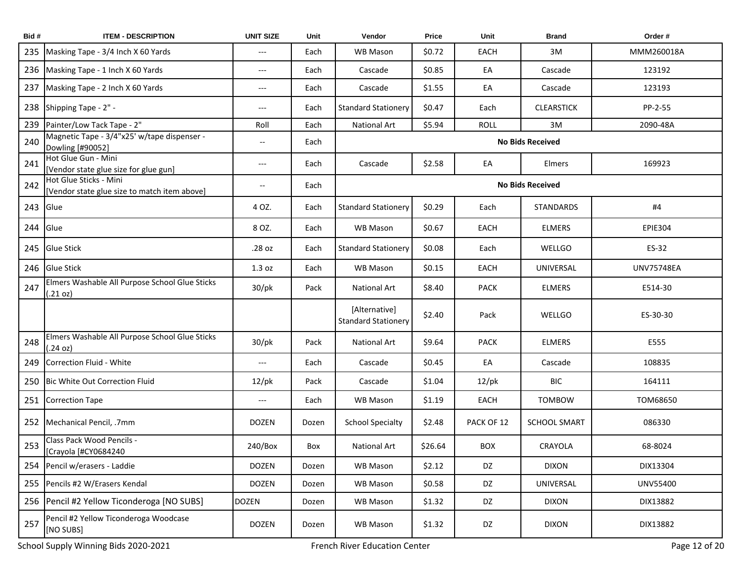| Bid # | ITEM - DESCRIPTION | UNIT SIZE | Unit | Vendor | Price | Unit | Brand | Order # |
|---|---|---|---|---|---|---|---|---|
| 235 | Masking Tape - 3/4 Inch X 60 Yards | --- | Each | WB Mason | $0.72 | EACH | 3M | MMM260018A |
| 236 | Masking Tape - 1 Inch X 60 Yards | --- | Each | Cascade | $0.85 | EA | Cascade | 123192 |
| 237 | Masking Tape - 2 Inch X 60 Yards | --- | Each | Cascade | $1.55 | EA | Cascade | 123193 |
| 238 | Shipping Tape - 2" - | --- | Each | Standard Stationery | $0.47 | Each | CLEARSTICK | PP-2-55 |
| 239 | Painter/Low Tack Tape - 2" | Roll | Each | National Art | $5.94 | ROLL | 3M | 2090-48A |
| 240 | Magnetic Tape - 3/4"x25' w/tape dispenser - Dowling [#90052] | -- | Each | No Bids Received | | | | |
| 241 | Hot Glue Gun - Mini [Vendor state glue size for glue gun] | --- | Each | Cascade | $2.58 | EA | Elmers | 169923 |
| 242 | Hot Glue Sticks - Mini [Vendor state glue size to match item above] | -- | Each | No Bids Received | | | | |
| 243 | Glue | 4 OZ. | Each | Standard Stationery | $0.29 | Each | STANDARDS | #4 |
| 244 | Glue | 8 OZ. | Each | WB Mason | $0.67 | EACH | ELMERS | EPIE304 |
| 245 | Glue Stick | .28 oz | Each | Standard Stationery | $0.08 | Each | WELLGO | ES-32 |
| 246 | Glue Stick | 1.3 oz | Each | WB Mason | $0.15 | EACH | UNIVERSAL | UNV75748EA |
| 247 | Elmers Washable All Purpose School Glue Sticks (.21 oz) | 30/pk | Pack | National Art | $8.40 | PACK | ELMERS | E514-30 |
| | | | | [Alternative] Standard Stationery | $2.40 | Pack | WELLGO | ES-30-30 |
| 248 | Elmers Washable All Purpose School Glue Sticks (.24 oz) | 30/pk | Pack | National Art | $9.64 | PACK | ELMERS | E555 |
| 249 | Correction Fluid - White | --- | Each | Cascade | $0.45 | EA | Cascade | 108835 |
| 250 | Bic White Out Correction Fluid | 12/pk | Pack | Cascade | $1.04 | 12/pk | BIC | 164111 |
| 251 | Correction Tape | --- | Each | WB Mason | $1.19 | EACH | TOMBOW | TOM68650 |
| 252 | Mechanical Pencil, .7mm | DOZEN | Dozen | School Specialty | $2.48 | PACK OF 12 | SCHOOL SMART | 086330 |
| 253 | Class Pack Wood Pencils - [Crayola [#CY0684240 | 240/Box | Box | National Art | $26.64 | BOX | CRAYOLA | 68-8024 |
| 254 | Pencil w/erasers - Laddie | DOZEN | Dozen | WB Mason | $2.12 | DZ | DIXON | DIX13304 |
| 255 | Pencils #2 W/Erasers Kendal | DOZEN | Dozen | WB Mason | $0.58 | DZ | UNIVERSAL | UNV55400 |
| 256 | Pencil #2 Yellow Ticonderoga [NO SUBS] | DOZEN | Dozen | WB Mason | $1.32 | DZ | DIXON | DIX13882 |
| 257 | Pencil #2 Yellow Ticonderoga Woodcase [NO SUBS] | DOZEN | Dozen | WB Mason | $1.32 | DZ | DIXON | DIX13882 |

School Supply Winning Bids 2020-2021 — French River Education Center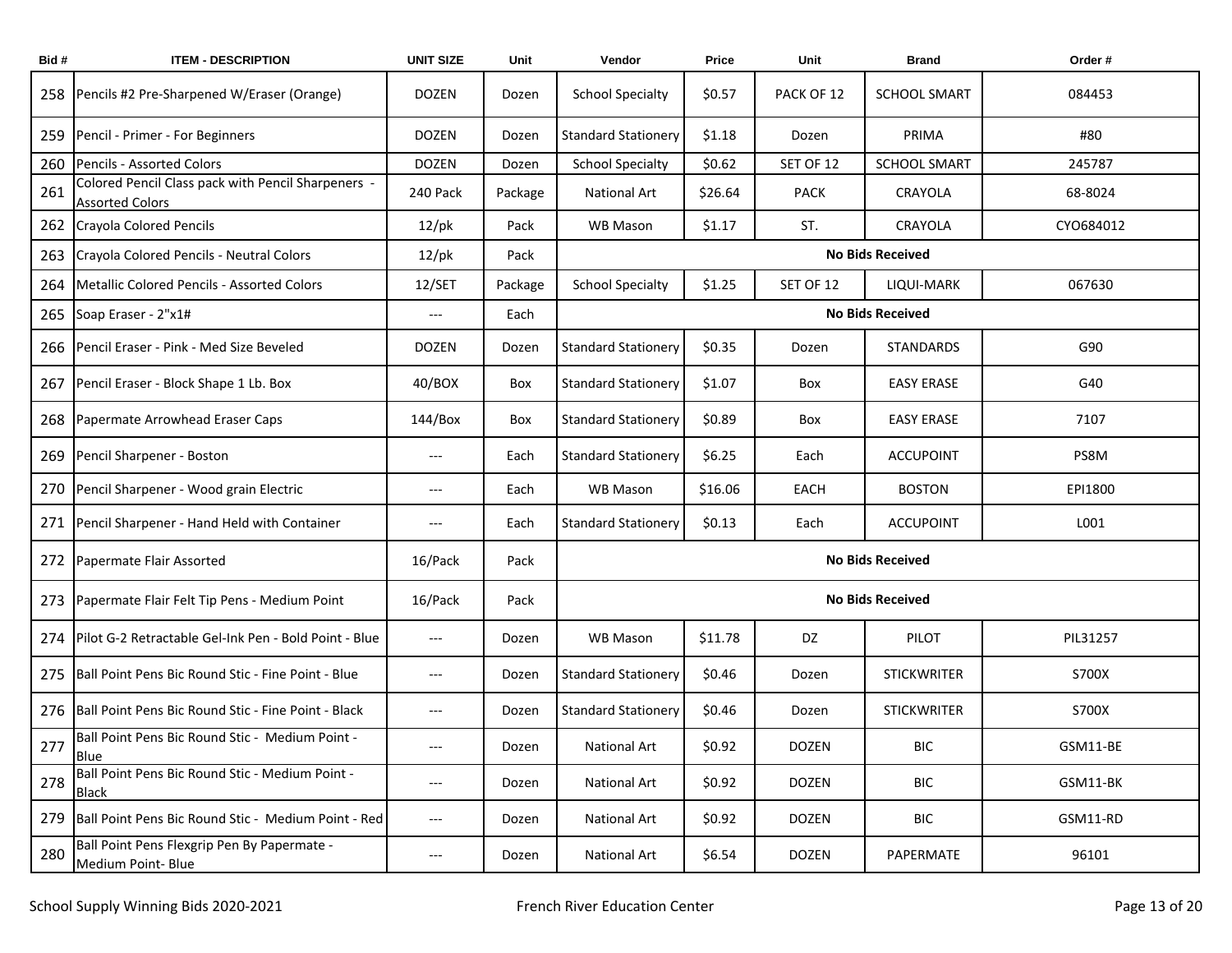| Bid # | ITEM - DESCRIPTION | UNIT SIZE | Unit | Vendor | Price | Unit | Brand | Order # |
|---|---|---|---|---|---|---|---|---|
| 258 | Pencils #2 Pre-Sharpened W/Eraser (Orange) | DOZEN | Dozen | School Specialty | $0.57 | PACK OF 12 | SCHOOL SMART | 084453 |
| 259 | Pencil - Primer - For Beginners | DOZEN | Dozen | Standard Stationery | $1.18 | Dozen | PRIMA | #80 |
| 260 | Pencils - Assorted Colors | DOZEN | Dozen | School Specialty | $0.62 | SET OF 12 | SCHOOL SMART | 245787 |
| 261 | Colored Pencil Class pack with Pencil Sharpeners - Assorted Colors | 240 Pack | Package | National Art | $26.64 | PACK | CRAYOLA | 68-8024 |
| 262 | Crayola Colored Pencils | 12/pk | Pack | WB Mason | $1.17 | ST. | CRAYOLA | CYO684012 |
| 263 | Crayola Colored Pencils - Neutral Colors | 12/pk | Pack | No Bids Received | | | | |
| 264 | Metallic Colored Pencils - Assorted Colors | 12/SET | Package | School Specialty | $1.25 | SET OF 12 | LIQUI-MARK | 067630 |
| 265 | Soap Eraser - 2"x1# | --- | Each | No Bids Received | | | | |
| 266 | Pencil Eraser - Pink - Med Size Beveled | DOZEN | Dozen | Standard Stationery | $0.35 | Dozen | STANDARDS | G90 |
| 267 | Pencil Eraser - Block Shape 1 Lb. Box | 40/BOX | Box | Standard Stationery | $1.07 | Box | EASY ERASE | G40 |
| 268 | Papermate Arrowhead Eraser Caps | 144/Box | Box | Standard Stationery | $0.89 | Box | EASY ERASE | 7107 |
| 269 | Pencil Sharpener - Boston | --- | Each | Standard Stationery | $6.25 | Each | ACCUPOINT | PS8M |
| 270 | Pencil Sharpener - Wood grain Electric | --- | Each | WB Mason | $16.06 | EACH | BOSTON | EPI1800 |
| 271 | Pencil Sharpener - Hand Held with Container | --- | Each | Standard Stationery | $0.13 | Each | ACCUPOINT | L001 |
| 272 | Papermate Flair Assorted | 16/Pack | Pack | No Bids Received | | | | |
| 273 | Papermate Flair Felt Tip Pens - Medium Point | 16/Pack | Pack | No Bids Received | | | | |
| 274 | Pilot G-2 Retractable Gel-Ink Pen - Bold Point - Blue | --- | Dozen | WB Mason | $11.78 | DZ | PILOT | PIL31257 |
| 275 | Ball Point Pens Bic Round Stic - Fine Point - Blue | --- | Dozen | Standard Stationery | $0.46 | Dozen | STICKWRITER | S700X |
| 276 | Ball Point Pens Bic Round Stic - Fine Point - Black | --- | Dozen | Standard Stationery | $0.46 | Dozen | STICKWRITER | S700X |
| 277 | Ball Point Pens Bic Round Stic - Medium Point - Blue | --- | Dozen | National Art | $0.92 | DOZEN | BIC | GSM11-BE |
| 278 | Ball Point Pens Bic Round Stic - Medium Point - Black | --- | Dozen | National Art | $0.92 | DOZEN | BIC | GSM11-BK |
| 279 | Ball Point Pens Bic Round Stic - Medium Point - Red | --- | Dozen | National Art | $0.92 | DOZEN | BIC | GSM11-RD |
| 280 | Ball Point Pens Flexgrip Pen By Papermate - Medium Point- Blue | --- | Dozen | National Art | $6.54 | DOZEN | PAPERMATE | 96101 |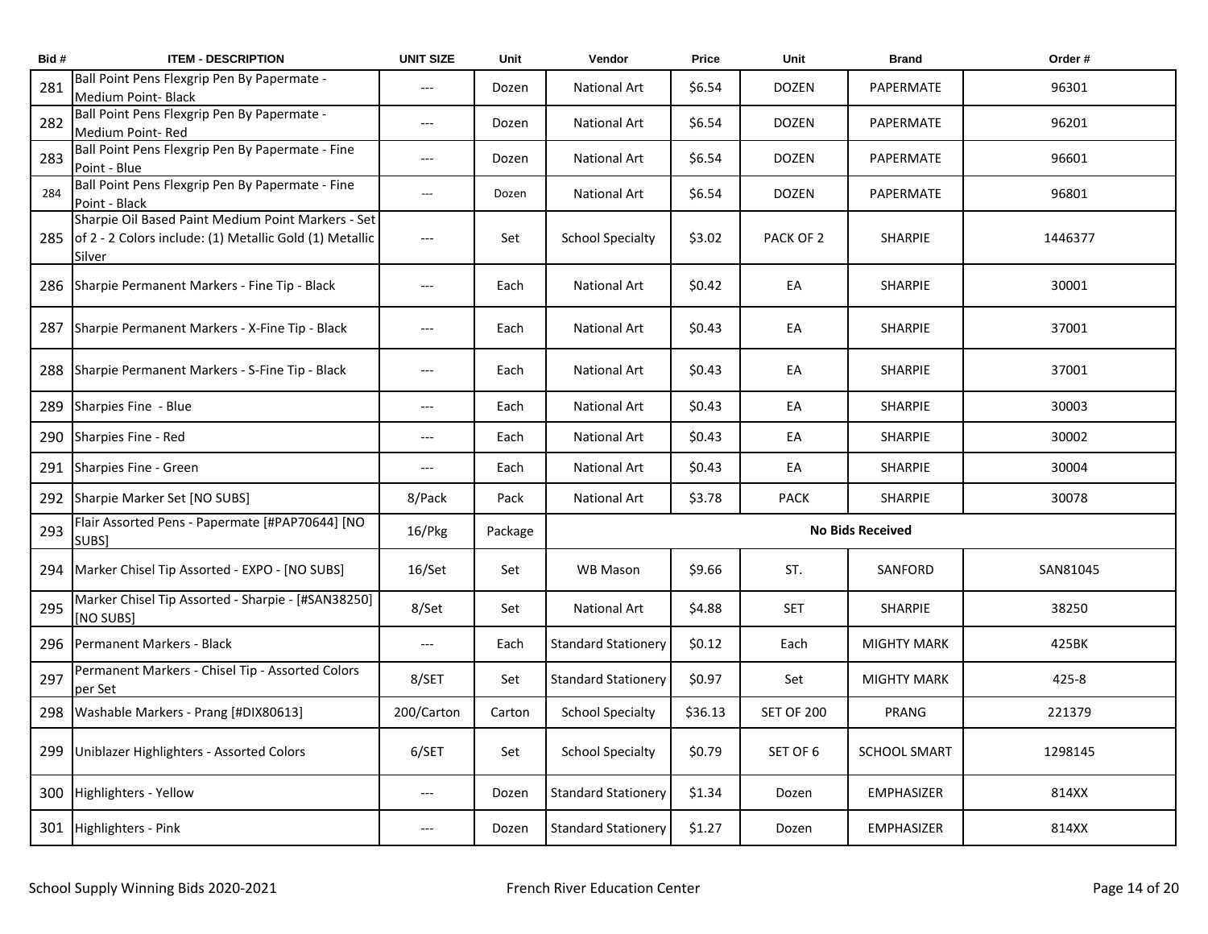| Bid # | ITEM - DESCRIPTION | UNIT SIZE | Unit | Vendor | Price | Unit | Brand | Order # |
|---|---|---|---|---|---|---|---|---|
| 281 | Ball Point Pens Flexgrip Pen By Papermate - Medium Point- Black | --- | Dozen | National Art | $6.54 | DOZEN | PAPERMATE | 96301 |
| 282 | Ball Point Pens Flexgrip Pen By Papermate - Medium Point- Red | --- | Dozen | National Art | $6.54 | DOZEN | PAPERMATE | 96201 |
| 283 | Ball Point Pens Flexgrip Pen By Papermate - Fine Point - Blue | --- | Dozen | National Art | $6.54 | DOZEN | PAPERMATE | 96601 |
| 284 | Ball Point Pens Flexgrip Pen By Papermate - Fine Point - Black | --- | Dozen | National Art | $6.54 | DOZEN | PAPERMATE | 96801 |
| 285 | Sharpie Oil Based Paint Medium Point Markers - Set of 2 - 2 Colors include: (1) Metallic Gold (1) Metallic Silver | --- | Set | School Specialty | $3.02 | PACK OF 2 | SHARPIE | 1446377 |
| 286 | Sharpie Permanent Markers - Fine Tip - Black | --- | Each | National Art | $0.42 | EA | SHARPIE | 30001 |
| 287 | Sharpie Permanent Markers - X-Fine Tip - Black | --- | Each | National Art | $0.43 | EA | SHARPIE | 37001 |
| 288 | Sharpie Permanent Markers - S-Fine Tip - Black | --- | Each | National Art | $0.43 | EA | SHARPIE | 37001 |
| 289 | Sharpies Fine - Blue | --- | Each | National Art | $0.43 | EA | SHARPIE | 30003 |
| 290 | Sharpies Fine - Red | --- | Each | National Art | $0.43 | EA | SHARPIE | 30002 |
| 291 | Sharpies Fine - Green | --- | Each | National Art | $0.43 | EA | SHARPIE | 30004 |
| 292 | Sharpie Marker Set [NO SUBS] | 8/Pack | Pack | National Art | $3.78 | PACK | SHARPIE | 30078 |
| 293 | Flair Assorted Pens - Papermate [#PAP70644] [NO SUBS] | 16/Pkg | Package | **No Bids Received** | | | | |
| 294 | Marker Chisel Tip Assorted - EXPO - [NO SUBS] | 16/Set | Set | WB Mason | $9.66 | ST. | SANFORD | SAN81045 |
| 295 | Marker Chisel Tip Assorted - Sharpie - [#SAN38250] [NO SUBS] | 8/Set | Set | National Art | $4.88 | SET | SHARPIE | 38250 |
| 296 | Permanent Markers - Black | --- | Each | Standard Stationery | $0.12 | Each | MIGHTY MARK | 425BK |
| 297 | Permanent Markers - Chisel Tip - Assorted Colors per Set | 8/SET | Set | Standard Stationery | $0.97 | Set | MIGHTY MARK | 425-8 |
| 298 | Washable Markers - Prang [#DIX80613] | 200/Carton | Carton | School Specialty | $36.13 | SET OF 200 | PRANG | 221379 |
| 299 | Uniblazer Highlighters - Assorted Colors | 6/SET | Set | School Specialty | $0.79 | SET OF 6 | SCHOOL SMART | 1298145 |
| 300 | Highlighters - Yellow | --- | Dozen | Standard Stationery | $1.34 | Dozen | EMPHASIZER | 814XX |
| 301 | Highlighters - Pink | --- | Dozen | Standard Stationery | $1.27 | Dozen | EMPHASIZER | 814XX |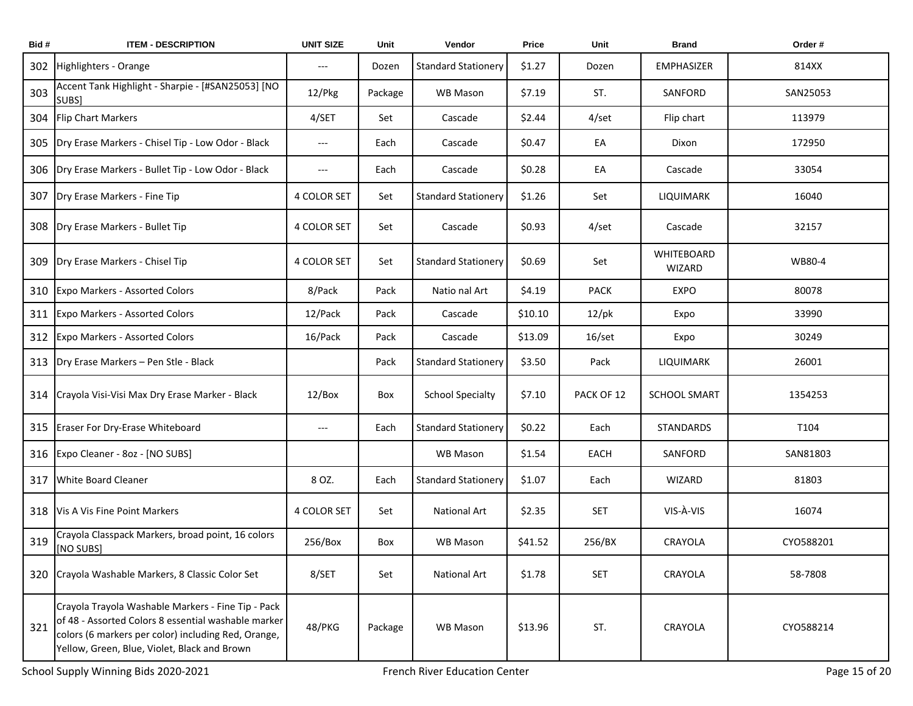| Bid # | ITEM - DESCRIPTION | UNIT SIZE | Unit | Vendor | Price | Unit | Brand | Order # |
|---|---|---|---|---|---|---|---|---|
| 302 | Highlighters - Orange | --- | Dozen | Standard Stationery | $1.27 | Dozen | EMPHASIZER | 814XX |
| 303 | Accent Tank Highlight - Sharpie - [#SAN25053] [NO SUBS] | 12/Pkg | Package | WB Mason | $7.19 | ST. | SANFORD | SAN25053 |
| 304 | Flip Chart Markers | 4/SET | Set | Cascade | $2.44 | 4/set | Flip chart | 113979 |
| 305 | Dry Erase Markers - Chisel Tip - Low Odor - Black | --- | Each | Cascade | $0.47 | EA | Dixon | 172950 |
| 306 | Dry Erase Markers - Bullet Tip - Low Odor - Black | --- | Each | Cascade | $0.28 | EA | Cascade | 33054 |
| 307 | Dry Erase Markers - Fine Tip | 4 COLOR SET | Set | Standard Stationery | $1.26 | Set | LIQUIMARK | 16040 |
| 308 | Dry Erase Markers - Bullet Tip | 4 COLOR SET | Set | Cascade | $0.93 | 4/set | Cascade | 32157 |
| 309 | Dry Erase Markers - Chisel Tip | 4 COLOR SET | Set | Standard Stationery | $0.69 | Set | WHITEBOARD WIZARD | WB80-4 |
| 310 | Expo Markers - Assorted Colors | 8/Pack | Pack | Natio nal Art | $4.19 | PACK | EXPO | 80078 |
| 311 | Expo Markers - Assorted Colors | 12/Pack | Pack | Cascade | $10.10 | 12/pk | Expo | 33990 |
| 312 | Expo Markers - Assorted Colors | 16/Pack | Pack | Cascade | $13.09 | 16/set | Expo | 30249 |
| 313 | Dry Erase Markers – Pen Stle - Black | | Pack | Standard Stationery | $3.50 | Pack | LIQUIMARK | 26001 |
| 314 | Crayola Visi-Visi Max Dry Erase Marker - Black | 12/Box | Box | School Specialty | $7.10 | PACK OF 12 | SCHOOL SMART | 1354253 |
| 315 | Eraser For Dry-Erase Whiteboard | --- | Each | Standard Stationery | $0.22 | Each | STANDARDS | T104 |
| 316 | Expo Cleaner - 8oz - [NO SUBS] | | | WB Mason | $1.54 | EACH | SANFORD | SAN81803 |
| 317 | White Board Cleaner | 8 OZ. | Each | Standard Stationery | $1.07 | Each | WIZARD | 81803 |
| 318 | Vis A Vis Fine Point Markers | 4 COLOR SET | Set | National Art | $2.35 | SET | VIS-À-VIS | 16074 |
| 319 | Crayola Classpack Markers, broad point, 16 colors [NO SUBS] | 256/Box | Box | WB Mason | $41.52 | 256/BX | CRAYOLA | CYO588201 |
| 320 | Crayola Washable Markers, 8 Classic Color Set | 8/SET | Set | National Art | $1.78 | SET | CRAYOLA | 58-7808 |
| 321 | Crayola Trayola Washable Markers - Fine Tip - Pack of 48 - Assorted Colors 8 essential washable marker colors (6 markers per color) including Red, Orange, Yellow, Green, Blue, Violet, Black and Brown | 48/PKG | Package | WB Mason | $13.96 | ST. | CRAYOLA | CYO588214 |

School Supply Winning Bids 2020-2021 — French River Education Center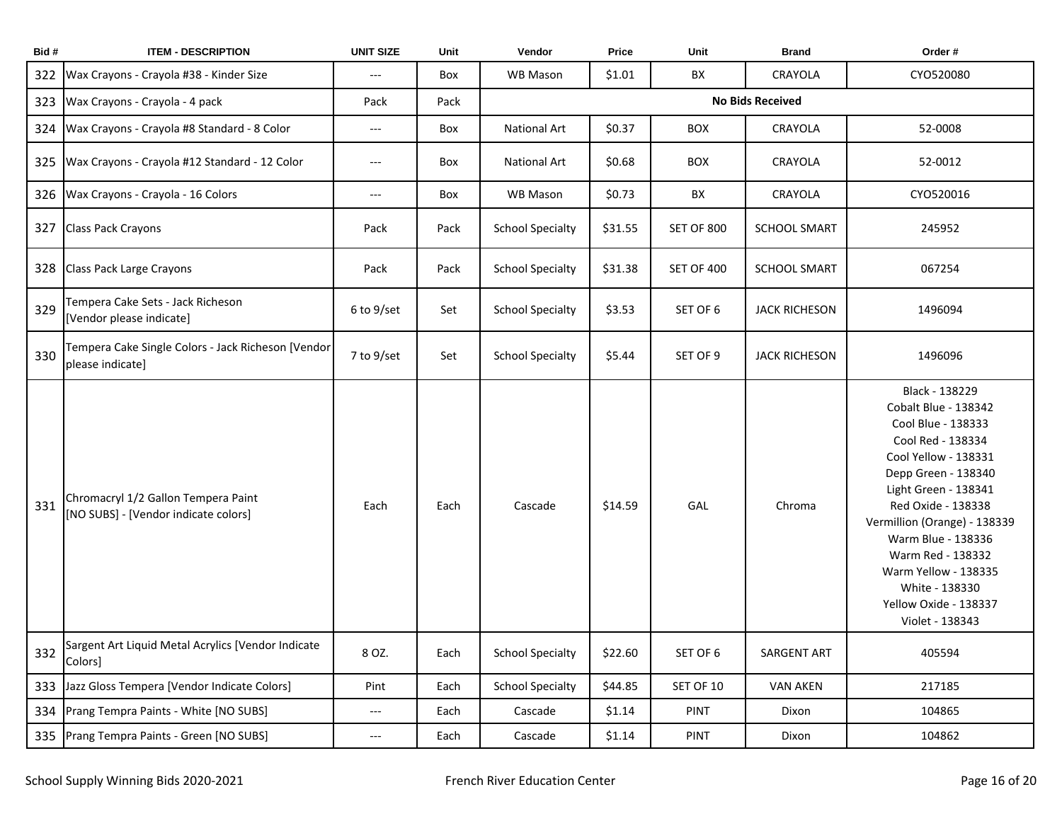| Bid # | ITEM - DESCRIPTION | UNIT SIZE | Unit | Vendor | Price | Unit | Brand | Order # |
|---|---|---|---|---|---|---|---|---|
| 322 | Wax Crayons - Crayola #38 - Kinder Size | --- | Box | WB Mason | $1.01 | BX | CRAYOLA | CYO520080 |
| 323 | Wax Crayons - Crayola - 4 pack | Pack | Pack | No Bids Received | | | | |
| 324 | Wax Crayons - Crayola #8 Standard - 8 Color | --- | Box | National Art | $0.37 | BOX | CRAYOLA | 52-0008 |
| 325 | Wax Crayons - Crayola #12 Standard - 12 Color | --- | Box | National Art | $0.68 | BOX | CRAYOLA | 52-0012 |
| 326 | Wax Crayons - Crayola - 16 Colors | --- | Box | WB Mason | $0.73 | BX | CRAYOLA | CYO520016 |
| 327 | Class Pack Crayons | Pack | Pack | School Specialty | $31.55 | SET OF 800 | SCHOOL SMART | 245952 |
| 328 | Class Pack Large Crayons | Pack | Pack | School Specialty | $31.38 | SET OF 400 | SCHOOL SMART | 067254 |
| 329 | Tempera Cake Sets - Jack Richeson [Vendor please indicate] | 6 to 9/set | Set | School Specialty | $3.53 | SET OF 6 | JACK RICHESON | 1496094 |
| 330 | Tempera Cake Single Colors - Jack Richeson [Vendor please indicate] | 7 to 9/set | Set | School Specialty | $5.44 | SET OF 9 | JACK RICHESON | 1496096 |
| 331 | Chromacryl 1/2 Gallon Tempera Paint [NO SUBS] - [Vendor indicate colors] | Each | Each | Cascade | $14.59 | GAL | Chroma | Black - 138229<br>Cobalt Blue - 138342<br>Cool Blue - 138333<br>Cool Red - 138334<br>Cool Yellow - 138331<br>Depp Green - 138340<br>Light Green - 138341<br>Red Oxide - 138338<br>Vermillion (Orange) - 138339<br>Warm Blue - 138336<br>Warm Red - 138332<br>Warm Yellow - 138335<br>White - 138330<br>Yellow Oxide - 138337<br>Violet - 138343 |
| 332 | Sargent Art Liquid Metal Acrylics [Vendor Indicate Colors] | 8 OZ. | Each | School Specialty | $22.60 | SET OF 6 | SARGENT ART | 405594 |
| 333 | Jazz Gloss Tempera [Vendor Indicate Colors] | Pint | Each | School Specialty | $44.85 | SET OF 10 | VAN AKEN | 217185 |
| 334 | Prang Tempra Paints - White [NO SUBS] | --- | Each | Cascade | $1.14 | PINT | Dixon | 104865 |
| 335 | Prang Tempra Paints - Green [NO SUBS] | --- | Each | Cascade | $1.14 | PINT | Dixon | 104862 |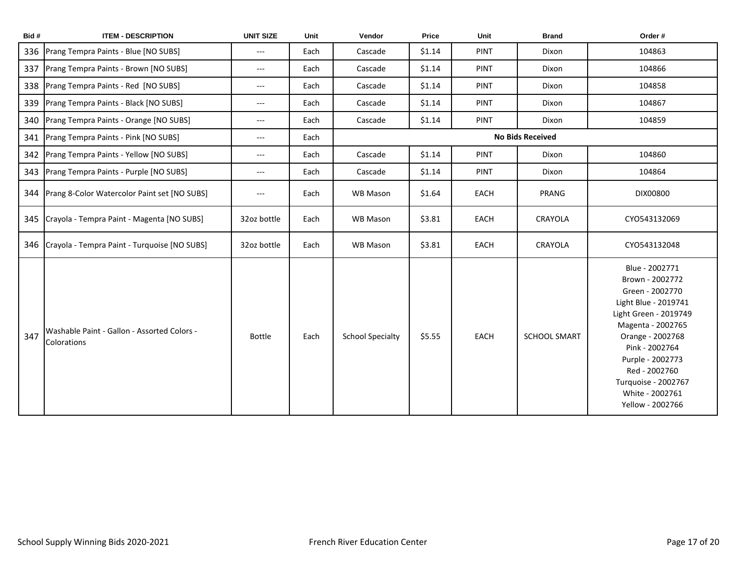| Bid # | ITEM - DESCRIPTION | UNIT SIZE | Unit | Vendor | Price | Unit | Brand | Order # |
|---|---|---|---|---|---|---|---|---|
| 336 | Prang Tempra Paints - Blue [NO SUBS] | --- | Each | Cascade | $1.14 | PINT | Dixon | 104863 |
| 337 | Prang Tempra Paints - Brown [NO SUBS] | --- | Each | Cascade | $1.14 | PINT | Dixon | 104866 |
| 338 | Prang Tempra Paints - Red [NO SUBS] | --- | Each | Cascade | $1.14 | PINT | Dixon | 104858 |
| 339 | Prang Tempra Paints - Black [NO SUBS] | --- | Each | Cascade | $1.14 | PINT | Dixon | 104867 |
| 340 | Prang Tempra Paints - Orange [NO SUBS] | --- | Each | Cascade | $1.14 | PINT | Dixon | 104859 |
| 341 | Prang Tempra Paints - Pink [NO SUBS] | --- | Each | **No Bids Received** | | | | |
| 342 | Prang Tempra Paints - Yellow [NO SUBS] | --- | Each | Cascade | $1.14 | PINT | Dixon | 104860 |
| 343 | Prang Tempra Paints - Purple [NO SUBS] | --- | Each | Cascade | $1.14 | PINT | Dixon | 104864 |
| 344 | Prang 8-Color Watercolor Paint set [NO SUBS] | --- | Each | WB Mason | $1.64 | EACH | PRANG | DIX00800 |
| 345 | Crayola - Tempra Paint - Magenta [NO SUBS] | 32oz bottle | Each | WB Mason | $3.81 | EACH | CRAYOLA | CYO543132069 |
| 346 | Crayola - Tempra Paint - Turquoise [NO SUBS] | 32oz bottle | Each | WB Mason | $3.81 | EACH | CRAYOLA | CYO543132048 |
| 347 | Washable Paint - Gallon - Assorted Colors - Colorations | Bottle | Each | School Specialty | $5.55 | EACH | SCHOOL SMART | Blue - 2002771<br>Brown - 2002772<br>Green - 2002770<br>Light Blue - 2019741<br>Light Green - 2019749<br>Magenta - 2002765<br>Orange - 2002768<br>Pink - 2002764<br>Purple - 2002773<br>Red - 2002760<br>Turquoise - 2002767<br>White - 2002761<br>Yellow - 2002766 |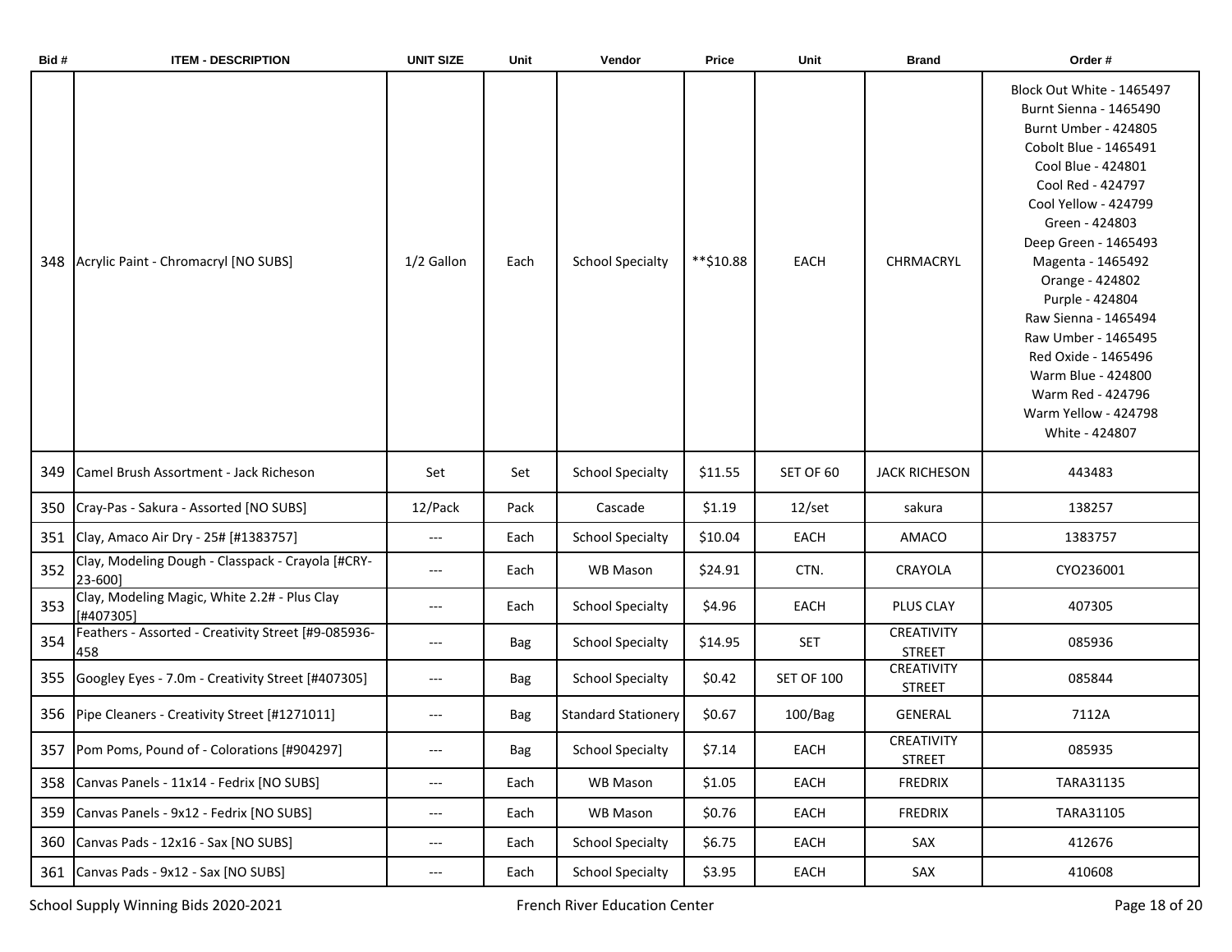| Bid # | ITEM - DESCRIPTION | UNIT SIZE | Unit | Vendor | Price | Unit | Brand | Order # |
|---|---|---|---|---|---|---|---|---|
| 348 | Acrylic Paint - Chromacryl [NO SUBS] | 1/2 Gallon | Each | School Specialty | **$10.88 | EACH | CHRMACRYL | Block Out White - 1465497<br>Burnt Sienna - 1465490<br>Burnt Umber - 424805<br>Cobolt Blue - 1465491<br>Cool Blue - 424801<br>Cool Red - 424797<br>Cool Yellow - 424799<br>Green - 424803<br>Deep Green - 1465493<br>Magenta - 1465492<br>Orange - 424802<br>Purple - 424804<br>Raw Sienna - 1465494<br>Raw Umber - 1465495<br>Red Oxide - 1465496<br>Warm Blue - 424800<br>Warm Red - 424796<br>Warm Yellow - 424798<br>White - 424807 |
| 349 | Camel Brush Assortment - Jack Richeson | Set | Set | School Specialty | $11.55 | SET OF 60 | JACK RICHESON | 443483 |
| 350 | Cray-Pas - Sakura - Assorted [NO SUBS] | 12/Pack | Pack | Cascade | $1.19 | 12/set | sakura | 138257 |
| 351 | Clay, Amaco Air Dry - 25# [#1383757] | --- | Each | School Specialty | $10.04 | EACH | AMACO | 1383757 |
| 352 | Clay, Modeling Dough - Classpack - Crayola [#CRY-23-600] | --- | Each | WB Mason | $24.91 | CTN. | CRAYOLA | CYO236001 |
| 353 | Clay, Modeling Magic, White 2.2# - Plus Clay [#407305] | --- | Each | School Specialty | $4.96 | EACH | PLUS CLAY | 407305 |
| 354 | Feathers - Assorted - Creativity Street [#9-085936-458 | --- | Bag | School Specialty | $14.95 | SET | CREATIVITY STREET | 085936 |
| 355 | Googley Eyes - 7.0m - Creativity Street [#407305] | --- | Bag | School Specialty | $0.42 | SET OF 100 | CREATIVITY STREET | 085844 |
| 356 | Pipe Cleaners - Creativity Street [#1271011] | --- | Bag | Standard Stationery | $0.67 | 100/Bag | GENERAL | 7112A |
| 357 | Pom Poms, Pound of - Colorations [#904297] | --- | Bag | School Specialty | $7.14 | EACH | CREATIVITY STREET | 085935 |
| 358 | Canvas Panels - 11x14 - Fedrix [NO SUBS] | --- | Each | WB Mason | $1.05 | EACH | FREDRIX | TARA31135 |
| 359 | Canvas Panels - 9x12 - Fedrix [NO SUBS] | --- | Each | WB Mason | $0.76 | EACH | FREDRIX | TARA31105 |
| 360 | Canvas Pads - 12x16 - Sax [NO SUBS] | --- | Each | School Specialty | $6.75 | EACH | SAX | 412676 |
| 361 | Canvas Pads - 9x12 - Sax [NO SUBS] | --- | Each | School Specialty | $3.95 | EACH | SAX | 410608 |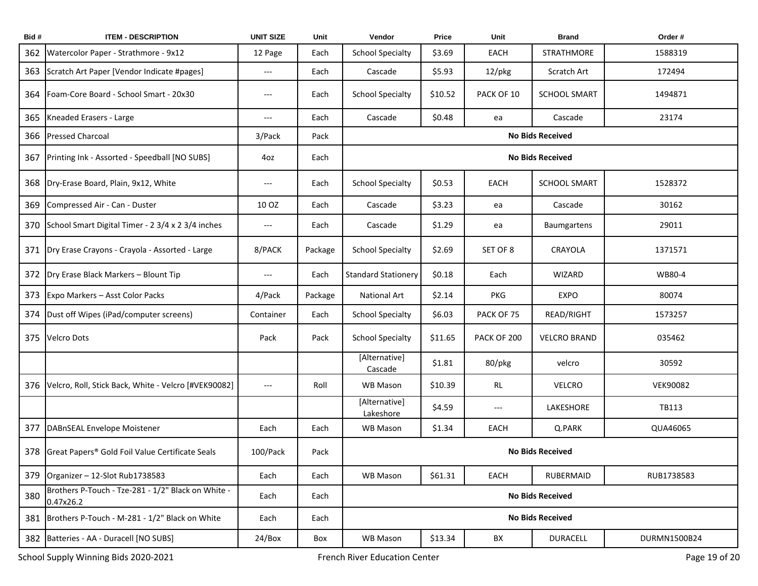| Bid # | ITEM - DESCRIPTION | UNIT SIZE | Unit | Vendor | Price | Unit | Brand | Order # |
|---|---|---|---|---|---|---|---|---|
| 362 | Watercolor Paper - Strathmore - 9x12 | 12 Page | Each | School Specialty | $3.69 | EACH | STRATHMORE | 1588319 |
| 363 | Scratch Art Paper [Vendor Indicate #pages] | --- | Each | Cascade | $5.93 | 12/pkg | Scratch Art | 172494 |
| 364 | Foam-Core Board - School Smart - 20x30 | --- | Each | School Specialty | $10.52 | PACK OF 10 | SCHOOL SMART | 1494871 |
| 365 | Kneaded Erasers - Large | --- | Each | Cascade | $0.48 | ea | Cascade | 23174 |
| 366 | Pressed Charcoal | 3/Pack | Pack | No Bids Received | | | | |
| 367 | Printing Ink - Assorted - Speedball [NO SUBS] | 4oz | Each | No Bids Received | | | | |
| 368 | Dry-Erase Board, Plain, 9x12, White | --- | Each | School Specialty | $0.53 | EACH | SCHOOL SMART | 1528372 |
| 369 | Compressed Air - Can - Duster | 10 OZ | Each | Cascade | $3.23 | ea | Cascade | 30162 |
| 370 | School Smart Digital Timer - 2 3/4 x 2 3/4 inches | --- | Each | Cascade | $1.29 | ea | Baumgartens | 29011 |
| 371 | Dry Erase Crayons - Crayola - Assorted - Large | 8/PACK | Package | School Specialty | $2.69 | SET OF 8 | CRAYOLA | 1371571 |
| 372 | Dry Erase Black Markers – Blount Tip | --- | Each | Standard Stationery | $0.18 | Each | WIZARD | WB80-4 |
| 373 | Expo Markers – Asst Color Packs | 4/Pack | Package | National Art | $2.14 | PKG | EXPO | 80074 |
| 374 | Dust off Wipes (iPad/computer screens) | Container | Each | School Specialty | $6.03 | PACK OF 75 | READ/RIGHT | 1573257 |
| 375 | Velcro Dots | Pack | Pack | School Specialty | $11.65 | PACK OF 200 | VELCRO BRAND | 035462 |
| | | | | [Alternative] Cascade | $1.81 | 80/pkg | velcro | 30592 |
| 376 | Velcro, Roll, Stick Back, White - Velcro [#VEK90082] | --- | Roll | WB Mason | $10.39 | RL | VELCRO | VEK90082 |
| | | | | [Alternative] Lakeshore | $4.59 | --- | LAKESHORE | TB113 |
| 377 | DABnSEAL Envelope Moistener | Each | Each | WB Mason | $1.34 | EACH | Q.PARK | QUA46065 |
| 378 | Great Papers® Gold Foil Value Certificate Seals | 100/Pack | Pack | No Bids Received | | | | |
| 379 | Organizer – 12-Slot Rub1738583 | Each | Each | WB Mason | $61.31 | EACH | RUBERMAID | RUB1738583 |
| 380 | Brothers P-Touch - Tze-281 - 1/2" Black on White - 0.47x26.2 | Each | Each | No Bids Received | | | | |
| 381 | Brothers P-Touch - M-281 - 1/2" Black on White | Each | Each | No Bids Received | | | | |
| 382 | Batteries - AA - Duracell [NO SUBS] | 24/Box | Box | WB Mason | $13.34 | BX | DURACELL | DURMN1500B24 |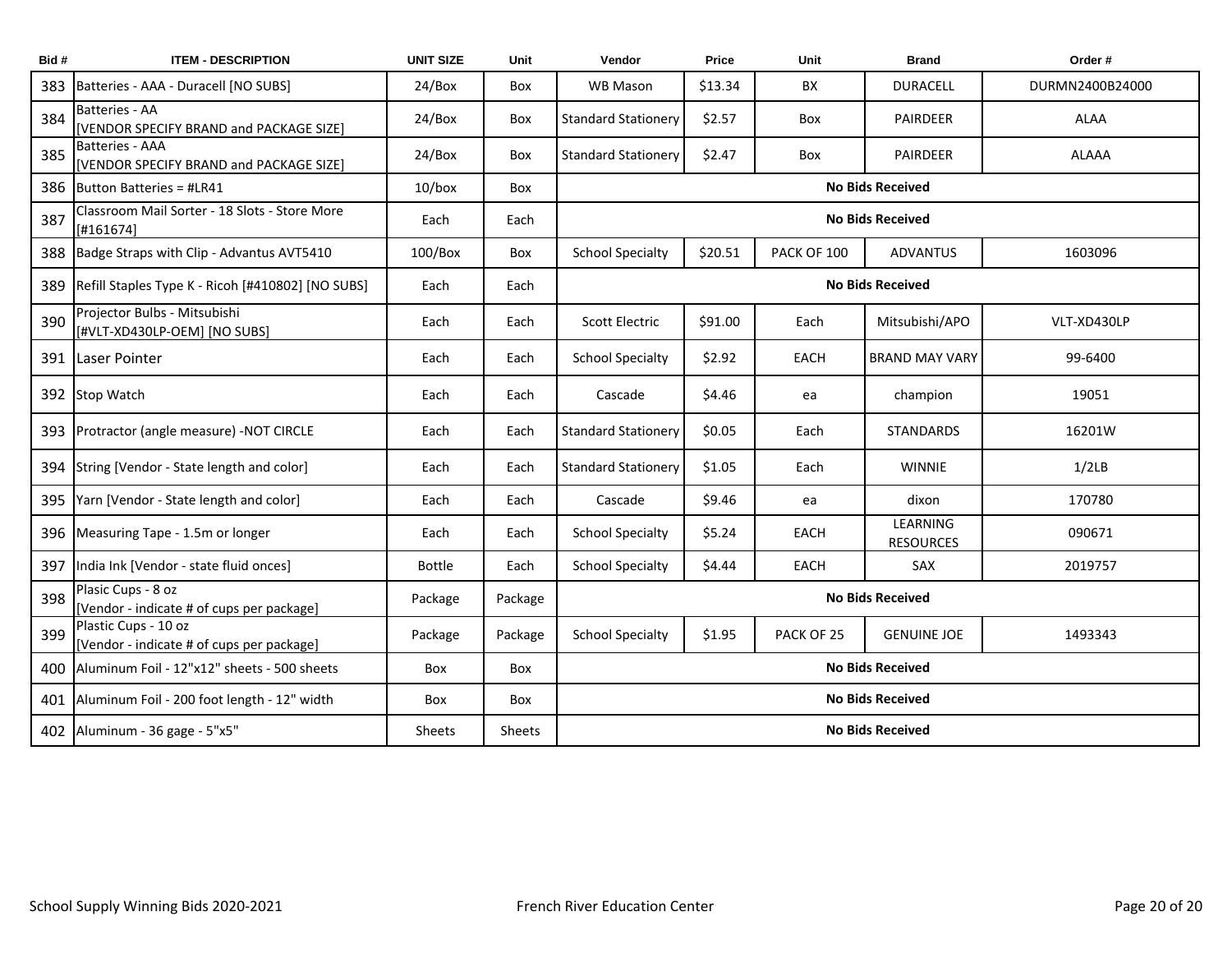| Bid # | ITEM - DESCRIPTION | UNIT SIZE | Unit | Vendor | Price | Unit | Brand | Order # |
|---|---|---|---|---|---|---|---|---|
| 383 | Batteries - AAA - Duracell [NO SUBS] | 24/Box | Box | WB Mason | $13.34 | BX | DURACELL | DURMN2400B24000 |
| 384 | Batteries - AA [VENDOR SPECIFY BRAND and PACKAGE SIZE] | 24/Box | Box | Standard Stationery | $2.57 | Box | PAIRDEER | ALAA |
| 385 | Batteries - AAA [VENDOR SPECIFY BRAND and PACKAGE SIZE] | 24/Box | Box | Standard Stationery | $2.47 | Box | PAIRDEER | ALAAA |
| 386 | Button Batteries = #LR41 | 10/box | Box | **No Bids Received** | | | | |
| 387 | Classroom Mail Sorter - 18 Slots - Store More [#161674] | Each | Each | **No Bids Received** | | | | |
| 388 | Badge Straps with Clip - Advantus AVT5410 | 100/Box | Box | School Specialty | $20.51 | PACK OF 100 | ADVANTUS | 1603096 |
| 389 | Refill Staples Type K - Ricoh [#410802] [NO SUBS] | Each | Each | **No Bids Received** | | | | |
| 390 | Projector Bulbs - Mitsubishi [#VLT-XD430LP-OEM] [NO SUBS] | Each | Each | Scott Electric | $91.00 | Each | Mitsubishi/APO | VLT-XD430LP |
| 391 | Laser Pointer | Each | Each | School Specialty | $2.92 | EACH | BRAND MAY VARY | 99-6400 |
| 392 | Stop Watch | Each | Each | Cascade | $4.46 | ea | champion | 19051 |
| 393 | Protractor (angle measure) -NOT CIRCLE | Each | Each | Standard Stationery | $0.05 | Each | STANDARDS | 16201W |
| 394 | String [Vendor - State length and color] | Each | Each | Standard Stationery | $1.05 | Each | WINNIE | 1/2LB |
| 395 | Yarn [Vendor - State length and color] | Each | Each | Cascade | $9.46 | ea | dixon | 170780 |
| 396 | Measuring Tape - 1.5m or longer | Each | Each | School Specialty | $5.24 | EACH | LEARNING RESOURCES | 090671 |
| 397 | India Ink [Vendor - state fluid onces] | Bottle | Each | School Specialty | $4.44 | EACH | SAX | 2019757 |
| 398 | Plasic Cups - 8 oz [Vendor - indicate # of cups per package] | Package | Package | **No Bids Received** | | | | |
| 399 | Plastic Cups - 10 oz [Vendor - indicate # of cups per package] | Package | Package | School Specialty | $1.95 | PACK OF 25 | GENUINE JOE | 1493343 |
| 400 | Aluminum Foil - 12"x12" sheets - 500 sheets | Box | Box | **No Bids Received** | | | | |
| 401 | Aluminum Foil - 200 foot length - 12" width | Box | Box | **No Bids Received** | | | | |
| 402 | Aluminum - 36 gage - 5"x5" | Sheets | Sheets | **No Bids Received** | | | | |